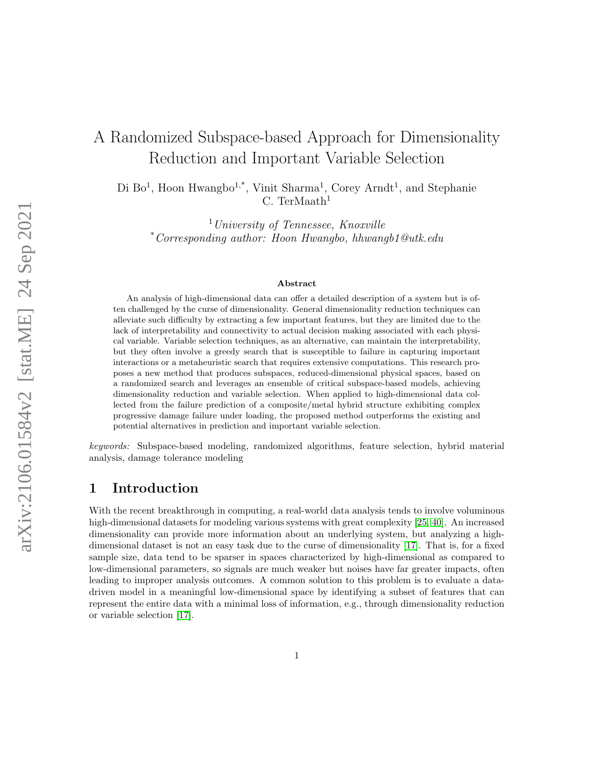# A Randomized Subspace-based Approach for Dimensionality Reduction and Important Variable Selection

Di Bo[1], Hoon Hwangbo[1,*], Vinit Sharma[1], Corey Arndt[1], and Stephanie C. TerMaath[1]

[1] *University of Tennessee, Knoxville*
[*] *Corresponding author: Hoon Hwangbo, hhwangb1@utk.edu*

### Abstract

An analysis of high-dimensional data can offer a detailed description of a system but is often challenged by the curse of dimensionality. General dimensionality reduction techniques can alleviate such difficulty by extracting a few important features, but they are limited due to the lack of interpretability and connectivity to actual decision making associated with each physical variable. Variable selection techniques, as an alternative, can maintain the interpretability, but they often involve a greedy search that is susceptible to failure in capturing important interactions or a metaheuristic search that requires extensive computations. This research proposes a new method that produces subspaces, reduced-dimensional physical spaces, based on a randomized search and leverages an ensemble of critical subspace-based models, achieving dimensionality reduction and variable selection. When applied to high-dimensional data collected from the failure prediction of a composite/metal hybrid structure exhibiting complex progressive damage failure under loading, the proposed method outperforms the existing and potential alternatives in prediction and important variable selection.

*keywords:* Subspace-based modeling, randomized algorithms, feature selection, hybrid material analysis, damage tolerance modeling

## 1 Introduction

With the recent breakthrough in computing, a real-world data analysis tends to involve voluminous high-dimensional datasets for modeling various systems with great complexity [25, 40]. An increased dimensionality can provide more information about an underlying system, but analyzing a high-dimensional dataset is not an easy task due to the curse of dimensionality [17]. That is, for a fixed sample size, data tend to be sparser in spaces characterized by high-dimensional as compared to low-dimensional parameters, so signals are much weaker but noises have far greater impacts, often leading to improper analysis outcomes. A common solution to this problem is to evaluate a data-driven model in a meaningful low-dimensional space by identifying a subset of features that can represent the entire data with a minimal loss of information, e.g., through dimensionality reduction or variable selection [17].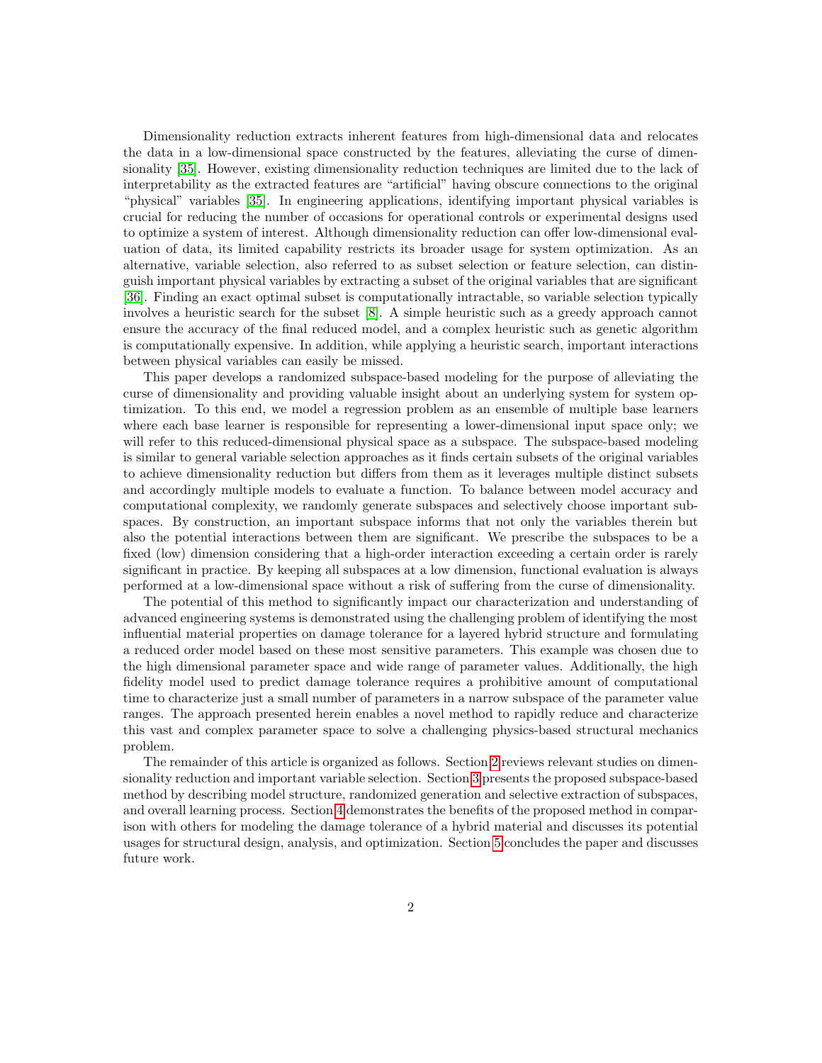Dimensionality reduction extracts inherent features from high-dimensional data and relocates the data in a low-dimensional space constructed by the features, alleviating the curse of dimensionality [35]. However, existing dimensionality reduction techniques are limited due to the lack of interpretability as the extracted features are "artificial" having obscure connections to the original "physical" variables [35]. In engineering applications, identifying important physical variables is crucial for reducing the number of occasions for operational controls or experimental designs used to optimize a system of interest. Although dimensionality reduction can offer low-dimensional evaluation of data, its limited capability restricts its broader usage for system optimization. As an alternative, variable selection, also referred to as subset selection or feature selection, can distinguish important physical variables by extracting a subset of the original variables that are significant [36]. Finding an exact optimal subset is computationally intractable, so variable selection typically involves a heuristic search for the subset [8]. A simple heuristic such as a greedy approach cannot ensure the accuracy of the final reduced model, and a complex heuristic such as genetic algorithm is computationally expensive. In addition, while applying a heuristic search, important interactions between physical variables can easily be missed.

This paper develops a randomized subspace-based modeling for the purpose of alleviating the curse of dimensionality and providing valuable insight about an underlying system for system optimization. To this end, we model a regression problem as an ensemble of multiple base learners where each base learner is responsible for representing a lower-dimensional input space only; we will refer to this reduced-dimensional physical space as a subspace. The subspace-based modeling is similar to general variable selection approaches as it finds certain subsets of the original variables to achieve dimensionality reduction but differs from them as it leverages multiple distinct subsets and accordingly multiple models to evaluate a function. To balance between model accuracy and computational complexity, we randomly generate subspaces and selectively choose important subspaces. By construction, an important subspace informs that not only the variables therein but also the potential interactions between them are significant. We prescribe the subspaces to be a fixed (low) dimension considering that a high-order interaction exceeding a certain order is rarely significant in practice. By keeping all subspaces at a low dimension, functional evaluation is always performed at a low-dimensional space without a risk of suffering from the curse of dimensionality.

The potential of this method to significantly impact our characterization and understanding of advanced engineering systems is demonstrated using the challenging problem of identifying the most influential material properties on damage tolerance for a layered hybrid structure and formulating a reduced order model based on these most sensitive parameters. This example was chosen due to the high dimensional parameter space and wide range of parameter values. Additionally, the high fidelity model used to predict damage tolerance requires a prohibitive amount of computational time to characterize just a small number of parameters in a narrow subspace of the parameter value ranges. The approach presented herein enables a novel method to rapidly reduce and characterize this vast and complex parameter space to solve a challenging physics-based structural mechanics problem.

The remainder of this article is organized as follows. Section 2 reviews relevant studies on dimensionality reduction and important variable selection. Section 3 presents the proposed subspace-based method by describing model structure, randomized generation and selective extraction of subspaces, and overall learning process. Section 4 demonstrates the benefits of the proposed method in comparison with others for modeling the damage tolerance of a hybrid material and discusses its potential usages for structural design, analysis, and optimization. Section 5 concludes the paper and discusses future work.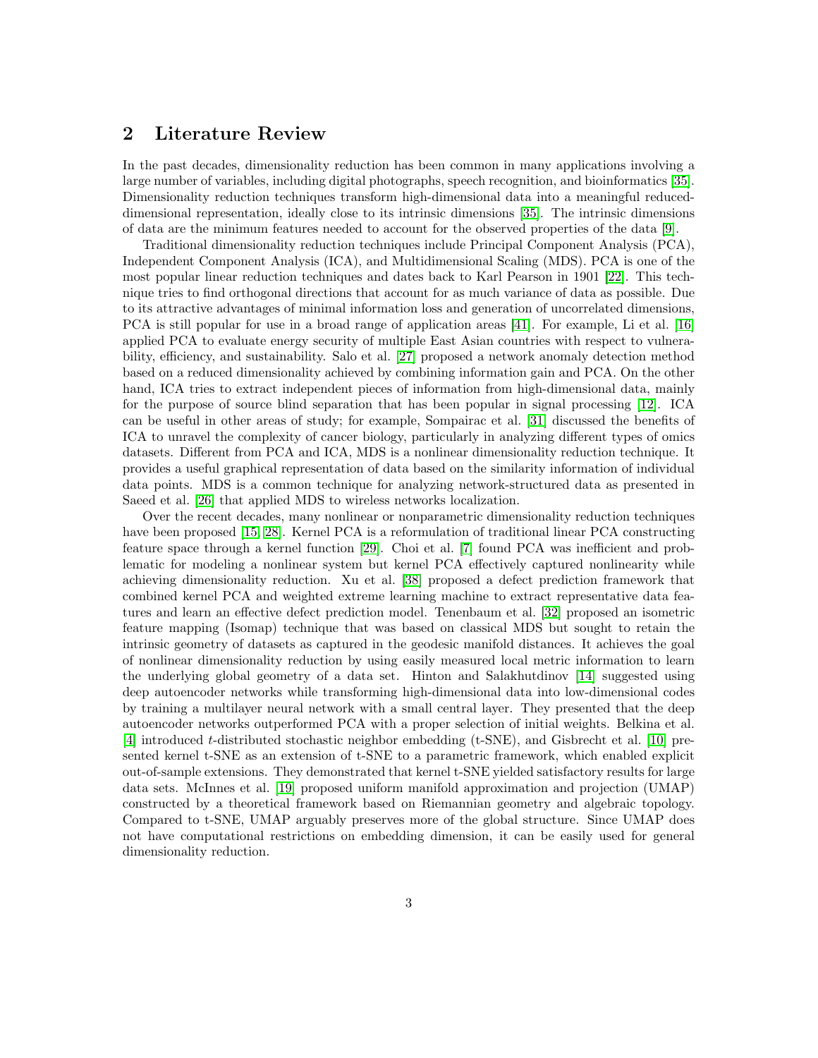## 2 Literature Review

In the past decades, dimensionality reduction has been common in many applications involving a large number of variables, including digital photographs, speech recognition, and bioinformatics [35]. Dimensionality reduction techniques transform high-dimensional data into a meaningful reduced-dimensional representation, ideally close to its intrinsic dimensions [35]. The intrinsic dimensions of data are the minimum features needed to account for the observed properties of the data [9].

Traditional dimensionality reduction techniques include Principal Component Analysis (PCA), Independent Component Analysis (ICA), and Multidimensional Scaling (MDS). PCA is one of the most popular linear reduction techniques and dates back to Karl Pearson in 1901 [22]. This technique tries to find orthogonal directions that account for as much variance of data as possible. Due to its attractive advantages of minimal information loss and generation of uncorrelated dimensions, PCA is still popular for use in a broad range of application areas [41]. For example, Li et al. [16] applied PCA to evaluate energy security of multiple East Asian countries with respect to vulnerability, efficiency, and sustainability. Salo et al. [27] proposed a network anomaly detection method based on a reduced dimensionality achieved by combining information gain and PCA. On the other hand, ICA tries to extract independent pieces of information from high-dimensional data, mainly for the purpose of source blind separation that has been popular in signal processing [12]. ICA can be useful in other areas of study; for example, Sompairac et al. [31] discussed the benefits of ICA to unravel the complexity of cancer biology, particularly in analyzing different types of omics datasets. Different from PCA and ICA, MDS is a nonlinear dimensionality reduction technique. It provides a useful graphical representation of data based on the similarity information of individual data points. MDS is a common technique for analyzing network-structured data as presented in Saeed et al. [26] that applied MDS to wireless networks localization.

Over the recent decades, many nonlinear or nonparametric dimensionality reduction techniques have been proposed [15, 28]. Kernel PCA is a reformulation of traditional linear PCA constructing feature space through a kernel function [29]. Choi et al. [7] found PCA was inefficient and problematic for modeling a nonlinear system but kernel PCA effectively captured nonlinearity while achieving dimensionality reduction. Xu et al. [38] proposed a defect prediction framework that combined kernel PCA and weighted extreme learning machine to extract representative data features and learn an effective defect prediction model. Tenenbaum et al. [32] proposed an isometric feature mapping (Isomap) technique that was based on classical MDS but sought to retain the intrinsic geometry of datasets as captured in the geodesic manifold distances. It achieves the goal of nonlinear dimensionality reduction by using easily measured local metric information to learn the underlying global geometry of a data set. Hinton and Salakhutdinov [14] suggested using deep autoencoder networks while transforming high-dimensional data into low-dimensional codes by training a multilayer neural network with a small central layer. They presented that the deep autoencoder networks outperformed PCA with a proper selection of initial weights. Belkina et al. [4] introduced *t*-distributed stochastic neighbor embedding (t-SNE), and Gisbrecht et al. [10] presented kernel t-SNE as an extension of t-SNE to a parametric framework, which enabled explicit out-of-sample extensions. They demonstrated that kernel t-SNE yielded satisfactory results for large data sets. McInnes et al. [19] proposed uniform manifold approximation and projection (UMAP) constructed by a theoretical framework based on Riemannian geometry and algebraic topology. Compared to t-SNE, UMAP arguably preserves more of the global structure. Since UMAP does not have computational restrictions on embedding dimension, it can be easily used for general dimensionality reduction.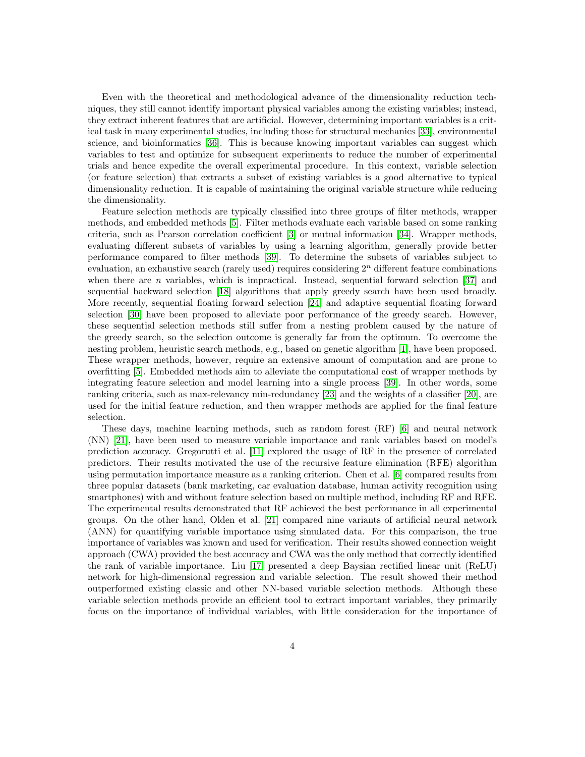Even with the theoretical and methodological advance of the dimensionality reduction techniques, they still cannot identify important physical variables among the existing variables; instead, they extract inherent features that are artificial. However, determining important variables is a critical task in many experimental studies, including those for structural mechanics [33], environmental science, and bioinformatics [36]. This is because knowing important variables can suggest which variables to test and optimize for subsequent experiments to reduce the number of experimental trials and hence expedite the overall experimental procedure. In this context, variable selection (or feature selection) that extracts a subset of existing variables is a good alternative to typical dimensionality reduction. It is capable of maintaining the original variable structure while reducing the dimensionality.

Feature selection methods are typically classified into three groups of filter methods, wrapper methods, and embedded methods [5]. Filter methods evaluate each variable based on some ranking criteria, such as Pearson correlation coefficient [3] or mutual information [34]. Wrapper methods, evaluating different subsets of variables by using a learning algorithm, generally provide better performance compared to filter methods [39]. To determine the subsets of variables subject to evaluation, an exhaustive search (rarely used) requires considering $2^n$ different feature combinations when there are $n$ variables, which is impractical. Instead, sequential forward selection [37] and sequential backward selection [18] algorithms that apply greedy search have been used broadly. More recently, sequential floating forward selection [24] and adaptive sequential floating forward selection [30] have been proposed to alleviate poor performance of the greedy search. However, these sequential selection methods still suffer from a nesting problem caused by the nature of the greedy search, so the selection outcome is generally far from the optimum. To overcome the nesting problem, heuristic search methods, e.g., based on genetic algorithm [1], have been proposed. These wrapper methods, however, require an extensive amount of computation and are prone to overfitting [5]. Embedded methods aim to alleviate the computational cost of wrapper methods by integrating feature selection and model learning into a single process [39]. In other words, some ranking criteria, such as max-relevancy min-redundancy [23] and the weights of a classifier [20], are used for the initial feature reduction, and then wrapper methods are applied for the final feature selection.

These days, machine learning methods, such as random forest (RF) [6] and neural network (NN) [21], have been used to measure variable importance and rank variables based on model's prediction accuracy. Gregorutti et al. [11] explored the usage of RF in the presence of correlated predictors. Their results motivated the use of the recursive feature elimination (RFE) algorithm using permutation importance measure as a ranking criterion. Chen et al. [6] compared results from three popular datasets (bank marketing, car evaluation database, human activity recognition using smartphones) with and without feature selection based on multiple method, including RF and RFE. The experimental results demonstrated that RF achieved the best performance in all experimental groups. On the other hand, Olden et al. [21] compared nine variants of artificial neural network (ANN) for quantifying variable importance using simulated data. For this comparison, the true importance of variables was known and used for verification. Their results showed connection weight approach (CWA) provided the best accuracy and CWA was the only method that correctly identified the rank of variable importance. Liu [17] presented a deep Baysian rectified linear unit (ReLU) network for high-dimensional regression and variable selection. The result showed their method outperformed existing classic and other NN-based variable selection methods. Although these variable selection methods provide an efficient tool to extract important variables, they primarily focus on the importance of individual variables, with little consideration for the importance of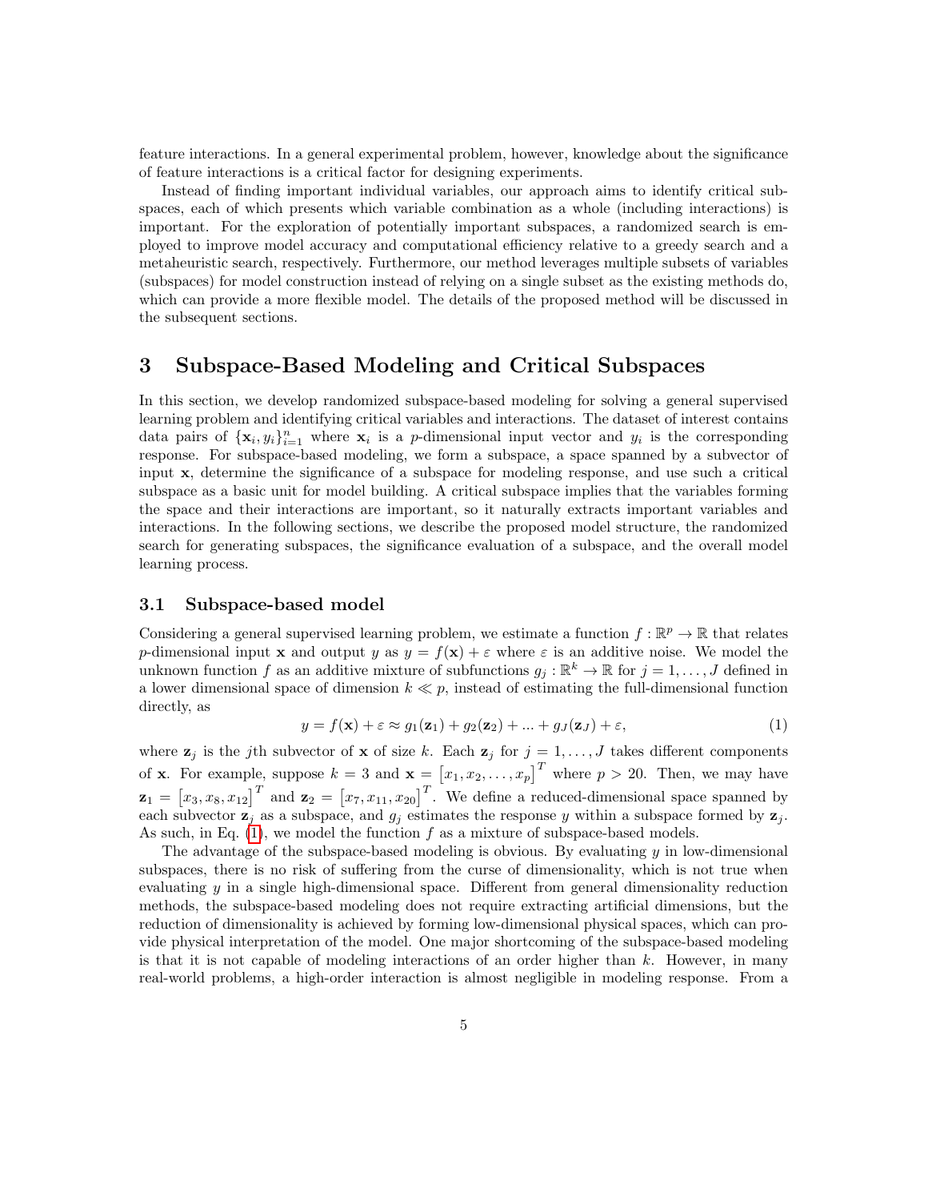feature interactions. In a general experimental problem, however, knowledge about the significance of feature interactions is a critical factor for designing experiments.

Instead of finding important individual variables, our approach aims to identify critical subspaces, each of which presents which variable combination as a whole (including interactions) is important. For the exploration of potentially important subspaces, a randomized search is employed to improve model accuracy and computational efficiency relative to a greedy search and a metaheuristic search, respectively. Furthermore, our method leverages multiple subsets of variables (subspaces) for model construction instead of relying on a single subset as the existing methods do, which can provide a more flexible model. The details of the proposed method will be discussed in the subsequent sections.

# 3 Subspace-Based Modeling and Critical Subspaces

In this section, we develop randomized subspace-based modeling for solving a general supervised learning problem and identifying critical variables and interactions. The dataset of interest contains data pairs of $\{\mathbf{x}_i, y_i\}_{i=1}^n$ where $\mathbf{x}_i$ is a $p$-dimensional input vector and $y_i$ is the corresponding response. For subspace-based modeling, we form a subspace, a space spanned by a subvector of input $\mathbf{x}$, determine the significance of a subspace for modeling response, and use such a critical subspace as a basic unit for model building. A critical subspace implies that the variables forming the space and their interactions are important, so it naturally extracts important variables and interactions. In the following sections, we describe the proposed model structure, the randomized search for generating subspaces, the significance evaluation of a subspace, and the overall model learning process.

## 3.1 Subspace-based model

Considering a general supervised learning problem, we estimate a function $f : \mathbb{R}^p \to \mathbb{R}$ that relates $p$-dimensional input $\mathbf{x}$ and output $y$ as $y = f(\mathbf{x}) + \varepsilon$ where $\varepsilon$ is an additive noise. We model the unknown function $f$ as an additive mixture of subfunctions $g_j : \mathbb{R}^k \to \mathbb{R}$ for $j = 1, \ldots, J$ defined in a lower dimensional space of dimension $k \ll p$, instead of estimating the full-dimensional function directly, as

$$y = f(\mathbf{x}) + \varepsilon \approx g_1(\mathbf{z}_1) + g_2(\mathbf{z}_2) + ... + g_J(\mathbf{z}_J) + \varepsilon, \tag{1}$$

where $\mathbf{z}_j$ is the $j$th subvector of $\mathbf{x}$ of size $k$. Each $\mathbf{z}_j$ for $j = 1, \ldots, J$ takes different components of $\mathbf{x}$. For example, suppose $k = 3$ and $\mathbf{x} = \left[x_1, x_2, \ldots, x_p\right]^T$ where $p > 20$. Then, we may have $\mathbf{z}_1 = \left[x_3, x_8, x_{12}\right]^T$ and $\mathbf{z}_2 = \left[x_7, x_{11}, x_{20}\right]^T$. We define a reduced-dimensional space spanned by each subvector $\mathbf{z}_j$ as a subspace, and $g_j$ estimates the response $y$ within a subspace formed by $\mathbf{z}_j$. As such, in Eq. (1), we model the function $f$ as a mixture of subspace-based models.

The advantage of the subspace-based modeling is obvious. By evaluating $y$ in low-dimensional subspaces, there is no risk of suffering from the curse of dimensionality, which is not true when evaluating $y$ in a single high-dimensional space. Different from general dimensionality reduction methods, the subspace-based modeling does not require extracting artificial dimensions, but the reduction of dimensionality is achieved by forming low-dimensional physical spaces, which can provide physical interpretation of the model. One major shortcoming of the subspace-based modeling is that it is not capable of modeling interactions of an order higher than $k$. However, in many real-world problems, a high-order interaction is almost negligible in modeling response. From a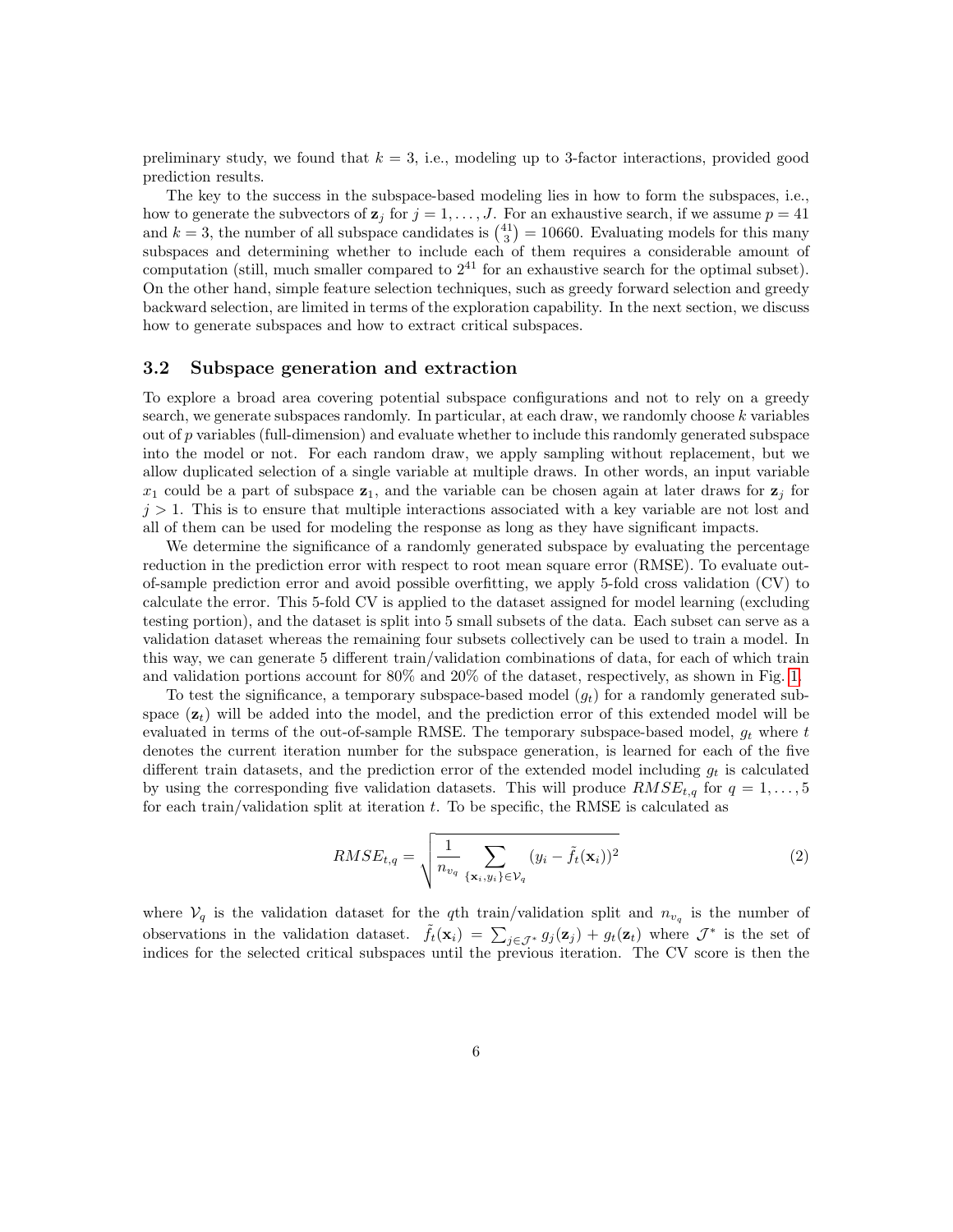preliminary study, we found that $k = 3$, i.e., modeling up to 3-factor interactions, provided good prediction results.

The key to the success in the subspace-based modeling lies in how to form the subspaces, i.e., how to generate the subvectors of $\mathbf{z}_j$ for $j = 1, \ldots, J$. For an exhaustive search, if we assume $p = 41$ and $k = 3$, the number of all subspace candidates is $\binom{41}{3} = 10660$. Evaluating models for this many subspaces and determining whether to include each of them requires a considerable amount of computation (still, much smaller compared to $2^{41}$ for an exhaustive search for the optimal subset). On the other hand, simple feature selection techniques, such as greedy forward selection and greedy backward selection, are limited in terms of the exploration capability. In the next section, we discuss how to generate subspaces and how to extract critical subspaces.

### 3.2 Subspace generation and extraction

To explore a broad area covering potential subspace configurations and not to rely on a greedy search, we generate subspaces randomly. In particular, at each draw, we randomly choose $k$ variables out of $p$ variables (full-dimension) and evaluate whether to include this randomly generated subspace into the model or not. For each random draw, we apply sampling without replacement, but we allow duplicated selection of a single variable at multiple draws. In other words, an input variable $x_1$ could be a part of subspace $\mathbf{z}_1$, and the variable can be chosen again at later draws for $\mathbf{z}_j$ for $j > 1$. This is to ensure that multiple interactions associated with a key variable are not lost and all of them can be used for modeling the response as long as they have significant impacts.

We determine the significance of a randomly generated subspace by evaluating the percentage reduction in the prediction error with respect to root mean square error (RMSE). To evaluate out-of-sample prediction error and avoid possible overfitting, we apply 5-fold cross validation (CV) to calculate the error. This 5-fold CV is applied to the dataset assigned for model learning (excluding testing portion), and the dataset is split into 5 small subsets of the data. Each subset can serve as a validation dataset whereas the remaining four subsets collectively can be used to train a model. In this way, we can generate 5 different train/validation combinations of data, for each of which train and validation portions account for 80% and 20% of the dataset, respectively, as shown in Fig. 1.

To test the significance, a temporary subspace-based model ($g_t$) for a randomly generated subspace ($\mathbf{z}_t$) will be added into the model, and the prediction error of this extended model will be evaluated in terms of the out-of-sample RMSE. The temporary subspace-based model, $g_t$ where $t$ denotes the current iteration number for the subspace generation, is learned for each of the five different train datasets, and the prediction error of the extended model including $g_t$ is calculated by using the corresponding five validation datasets. This will produce $RMSE_{t,q}$ for $q = 1, \ldots, 5$ for each train/validation split at iteration $t$. To be specific, the RMSE is calculated as

$$RMSE_{t,q} = \sqrt{\frac{1}{n_{v_q}} \sum_{\{\mathbf{x}_i, y_i\} \in \mathcal{V}_q} (y_i - \tilde{f}_t(\mathbf{x}_i))^2} \tag{2}$$

where $\mathcal{V}_q$ is the validation dataset for the $q$th train/validation split and $n_{v_q}$ is the number of observations in the validation dataset. $\tilde{f}_t(\mathbf{x}_i) = \sum_{j \in \mathcal{J}^*} g_j(\mathbf{z}_j) + g_t(\mathbf{z}_t)$ where $\mathcal{J}^*$ is the set of indices for the selected critical subspaces until the previous iteration. The CV score is then the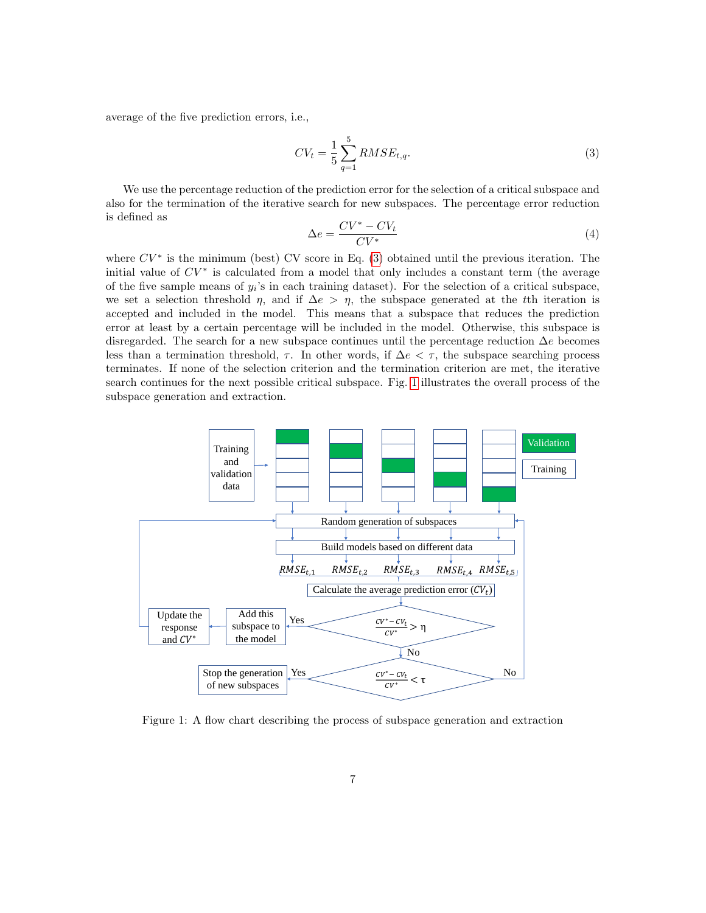average of the five prediction errors, i.e.,

$$CV_t = \frac{1}{5}\sum_{q=1}^{5} RMSE_{t,q}. \tag{3}$$

We use the percentage reduction of the prediction error for the selection of a critical subspace and also for the termination of the iterative search for new subspaces. The percentage error reduction is defined as

$$\Delta e = \frac{CV^* - CV_t}{CV^*} \tag{4}$$

where $CV^*$ is the minimum (best) CV score in Eq. (3) obtained until the previous iteration. The initial value of $CV^*$ is calculated from a model that only includes a constant term (the average of the five sample means of $y_i$'s in each training dataset). For the selection of a critical subspace, we set a selection threshold $\eta$, and if $\Delta e > \eta$, the subspace generated at the $t$th iteration is accepted and included in the model. This means that a subspace that reduces the prediction error at least by a certain percentage will be included in the model. Otherwise, this subspace is disregarded. The search for a new subspace continues until the percentage reduction $\Delta e$ becomes less than a termination threshold, $\tau$. In other words, if $\Delta e < \tau$, the subspace searching process terminates. If none of the selection criterion and the termination criterion are met, the iterative search continues for the next possible critical subspace. Fig. 1 illustrates the overall process of the subspace generation and extraction.

Figure 1: A flow chart describing the process of subspace generation and extraction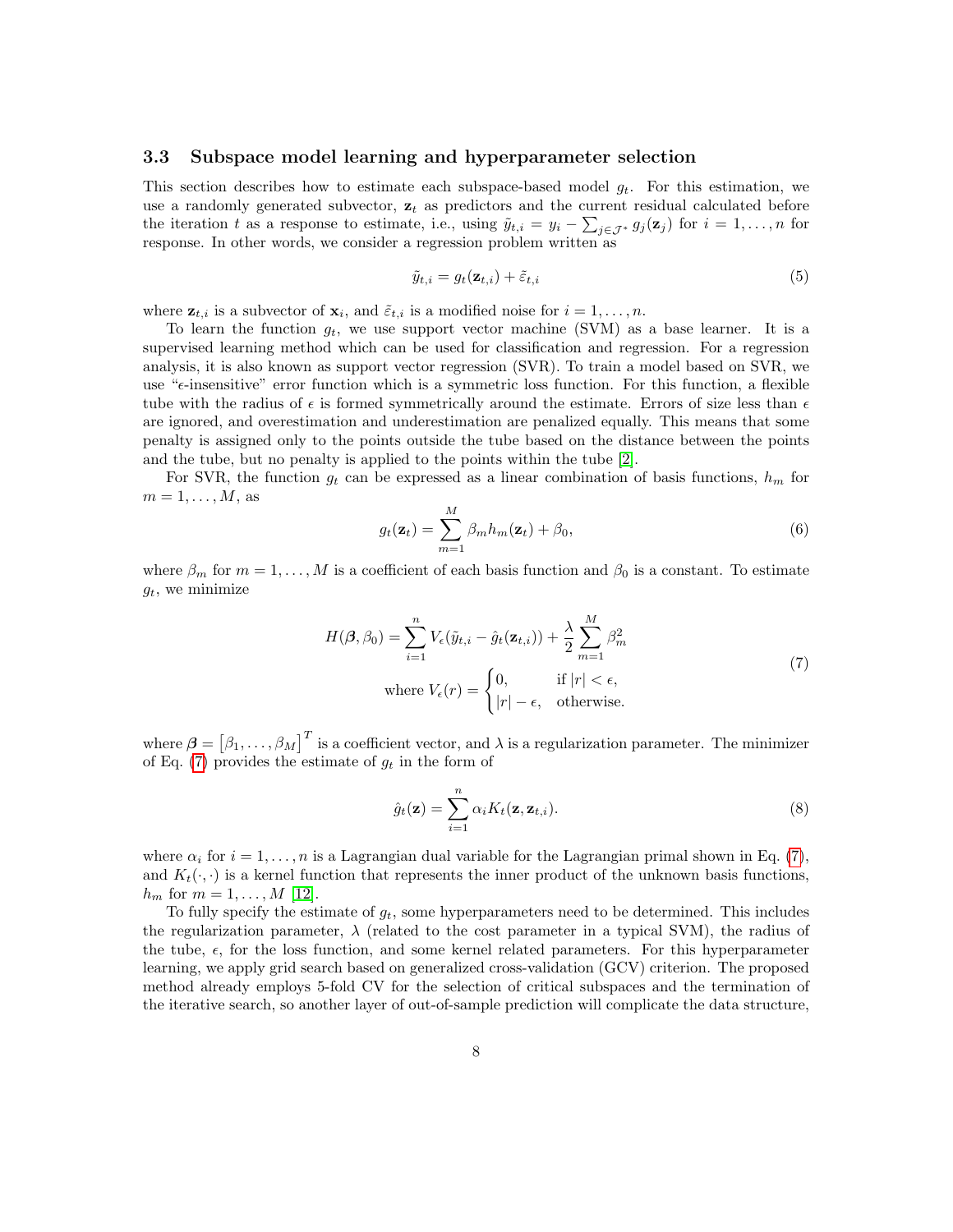### 3.3 Subspace model learning and hyperparameter selection

This section describes how to estimate each subspace-based model $g_t$. For this estimation, we use a randomly generated subvector, $\mathbf{z}_t$ as predictors and the current residual calculated before the iteration $t$ as a response to estimate, i.e., using $\tilde{y}_{t,i} = y_i - \sum_{j \in \mathcal{J}^*} g_j(\mathbf{z}_j)$ for $i = 1, \ldots, n$ for response. In other words, we consider a regression problem written as

$$\tilde{y}_{t,i} = g_t(\mathbf{z}_{t,i}) + \tilde{\varepsilon}_{t,i} \tag{5}$$

where $\mathbf{z}_{t,i}$ is a subvector of $\mathbf{x}_i$, and $\tilde{\varepsilon}_{t,i}$ is a modified noise for $i = 1, \ldots, n$.

To learn the function $g_t$, we use support vector machine (SVM) as a base learner. It is a supervised learning method which can be used for classification and regression. For a regression analysis, it is also known as support vector regression (SVR). To train a model based on SVR, we use "$\epsilon$-insensitive" error function which is a symmetric loss function. For this function, a flexible tube with the radius of $\epsilon$ is formed symmetrically around the estimate. Errors of size less than $\epsilon$ are ignored, and overestimation and underestimation are penalized equally. This means that some penalty is assigned only to the points outside the tube based on the distance between the points and the tube, but no penalty is applied to the points within the tube [2].

For SVR, the function $g_t$ can be expressed as a linear combination of basis functions, $h_m$ for $m = 1, \ldots, M$, as

$$g_t(\mathbf{z}_t) = \sum_{m=1}^{M} \beta_m h_m(\mathbf{z}_t) + \beta_0, \tag{6}$$

where $\beta_m$ for $m = 1, \ldots, M$ is a coefficient of each basis function and $\beta_0$ is a constant. To estimate $g_t$, we minimize

$$H(\boldsymbol{\beta}, \beta_0) = \sum_{i=1}^{n} V_\epsilon(\tilde{y}_{t,i} - \hat{g}_t(\mathbf{z}_{t,i})) + \frac{\lambda}{2} \sum_{m=1}^{M} \beta_m^2$$
$$\text{where } V_\epsilon(r) = \begin{cases} 0, & \text{if } |r| < \epsilon, \\ |r| - \epsilon, & \text{otherwise.} \end{cases} \tag{7}$$

where $\boldsymbol{\beta} = \left[\beta_1, \ldots, \beta_M\right]^T$ is a coefficient vector, and $\lambda$ is a regularization parameter. The minimizer of Eq. (7) provides the estimate of $g_t$ in the form of

$$\hat{g}_t(\mathbf{z}) = \sum_{i=1}^{n} \alpha_i K_t(\mathbf{z}, \mathbf{z}_{t,i}). \tag{8}$$

where $\alpha_i$ for $i = 1, \ldots, n$ is a Lagrangian dual variable for the Lagrangian primal shown in Eq. (7), and $K_t(\cdot, \cdot)$ is a kernel function that represents the inner product of the unknown basis functions, $h_m$ for $m = 1, \ldots, M$ [12].

To fully specify the estimate of $g_t$, some hyperparameters need to be determined. This includes the regularization parameter, $\lambda$ (related to the cost parameter in a typical SVM), the radius of the tube, $\epsilon$, for the loss function, and some kernel related parameters. For this hyperparameter learning, we apply grid search based on generalized cross-validation (GCV) criterion. The proposed method already employs 5-fold CV for the selection of critical subspaces and the termination of the iterative search, so another layer of out-of-sample prediction will complicate the data structure,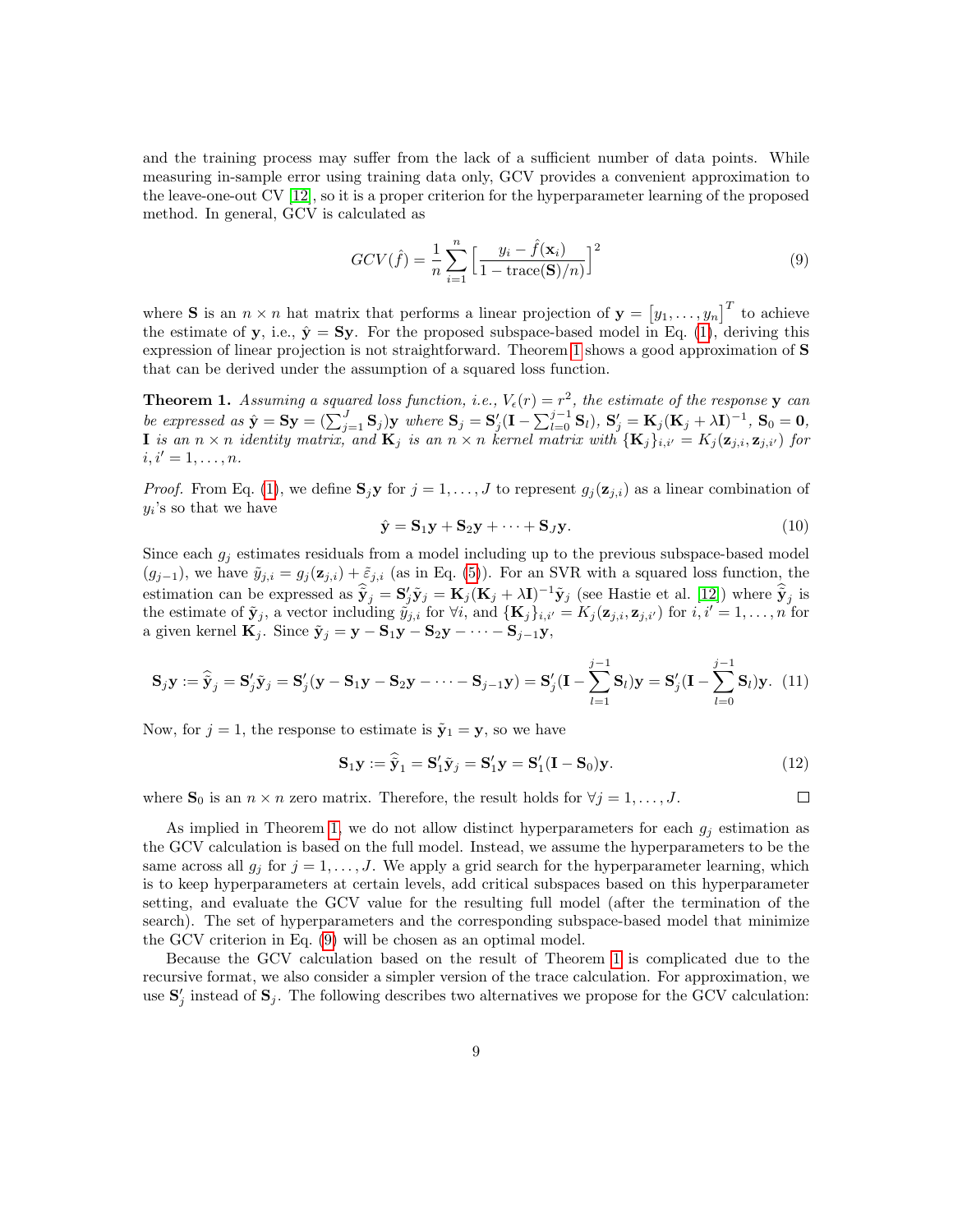and the training process may suffer from the lack of a sufficient number of data points. While measuring in-sample error using training data only, GCV provides a convenient approximation to the leave-one-out CV [12], so it is a proper criterion for the hyperparameter learning of the proposed method. In general, GCV is calculated as

$$GCV(\hat{f}) = \frac{1}{n}\sum_{i=1}^{n}\Big[\frac{y_i - \hat{f}(\mathbf{x}_i)}{1 - \text{trace}(\mathbf{S})/n}\Big]^2 \tag{9}$$

where $\mathbf{S}$ is an $n \times n$ hat matrix that performs a linear projection of $\mathbf{y} = \begin{bmatrix} y_1, \ldots, y_n \end{bmatrix}^T$ to achieve the estimate of $\mathbf{y}$, i.e., $\hat{\mathbf{y}} = \mathbf{S}\mathbf{y}$. For the proposed subspace-based model in Eq. (1), deriving this expression of linear projection is not straightforward. Theorem 1 shows a good approximation of $\mathbf{S}$ that can be derived under the assumption of a squared loss function.

**Theorem 1.** *Assuming a squared loss function, i.e., $V_\epsilon(r) = r^2$, the estimate of the response $\mathbf{y}$ can be expressed as $\hat{\mathbf{y}} = \mathbf{S}\mathbf{y} = (\sum_{j=1}^{J}\mathbf{S}_j)\mathbf{y}$ where $\mathbf{S}_j = \mathbf{S}'_j(\mathbf{I} - \sum_{l=0}^{j-1}\mathbf{S}_l)$, $\mathbf{S}'_j = \mathbf{K}_j(\mathbf{K}_j + \lambda\mathbf{I})^{-1}$, $\mathbf{S}_0 = \mathbf{0}$, $\mathbf{I}$ is an $n \times n$ identity matrix, and $\mathbf{K}_j$ is an $n \times n$ kernel matrix with $\{\mathbf{K}_j\}_{i,i'} = K_j(\mathbf{z}_{j,i}, \mathbf{z}_{j,i'})$ for $i, i' = 1, \ldots, n$.*

*Proof.* From Eq. (1), we define $\mathbf{S}_j\mathbf{y}$ for $j = 1, \ldots, J$ to represent $g_j(\mathbf{z}_{j,i})$ as a linear combination of $y_i$'s so that we have

$$\hat{\mathbf{y}} = \mathbf{S}_1\mathbf{y} + \mathbf{S}_2\mathbf{y} + \cdots + \mathbf{S}_J\mathbf{y}. \tag{10}$$

Since each $g_j$ estimates residuals from a model including up to the previous subspace-based model ($g_{j-1}$), we have $\tilde{y}_{j,i} = g_j(\mathbf{z}_{j,i}) + \tilde{\varepsilon}_{j,i}$ (as in Eq. (5)). For an SVR with a squared loss function, the estimation can be expressed as $\hat{\tilde{\mathbf{y}}}_j = \mathbf{S}'_j\tilde{\mathbf{y}}_j = \mathbf{K}_j(\mathbf{K}_j + \lambda\mathbf{I})^{-1}\tilde{\mathbf{y}}_j$ (see Hastie et al. [12]) where $\hat{\tilde{\mathbf{y}}}_j$ is the estimate of $\tilde{\mathbf{y}}_j$, a vector including $\tilde{y}_{j,i}$ for $\forall i$, and $\{\mathbf{K}_j\}_{i,i'} = K_j(\mathbf{z}_{j,i}, \mathbf{z}_{j,i'})$ for $i, i' = 1, \ldots, n$ for a given kernel $\mathbf{K}_j$. Since $\tilde{\mathbf{y}}_j = \mathbf{y} - \mathbf{S}_1\mathbf{y} - \mathbf{S}_2\mathbf{y} - \cdots - \mathbf{S}_{j-1}\mathbf{y}$,

$$\mathbf{S}_j\mathbf{y} := \hat{\tilde{\mathbf{y}}}_j = \mathbf{S}'_j\tilde{\mathbf{y}}_j = \mathbf{S}'_j(\mathbf{y} - \mathbf{S}_1\mathbf{y} - \mathbf{S}_2\mathbf{y} - \cdots - \mathbf{S}_{j-1}\mathbf{y}) = \mathbf{S}'_j(\mathbf{I} - \sum_{l=1}^{j-1}\mathbf{S}_l)\mathbf{y} = \mathbf{S}'_j(\mathbf{I} - \sum_{l=0}^{j-1}\mathbf{S}_l)\mathbf{y}. \tag{11}$$

Now, for $j = 1$, the response to estimate is $\tilde{\mathbf{y}}_1 = \mathbf{y}$, so we have

$$\mathbf{S}_1\mathbf{y} := \hat{\tilde{\mathbf{y}}}_1 = \mathbf{S}'_1\tilde{\mathbf{y}}_j = \mathbf{S}'_1\mathbf{y} = \mathbf{S}'_1(\mathbf{I} - \mathbf{S}_0)\mathbf{y}. \tag{12}$$

where $\mathbf{S}_0$ is an $n \times n$ zero matrix. Therefore, the result holds for $\forall j = 1, \ldots, J$. □

As implied in Theorem 1, we do not allow distinct hyperparameters for each $g_j$ estimation as the GCV calculation is based on the full model. Instead, we assume the hyperparameters to be the same across all $g_j$ for $j = 1, \ldots, J$. We apply a grid search for the hyperparameter learning, which is to keep hyperparameters at certain levels, add critical subspaces based on this hyperparameter setting, and evaluate the GCV value for the resulting full model (after the termination of the search). The set of hyperparameters and the corresponding subspace-based model that minimize the GCV criterion in Eq. (9) will be chosen as an optimal model.

Because the GCV calculation based on the result of Theorem 1 is complicated due to the recursive format, we also consider a simpler version of the trace calculation. For approximation, we use $\mathbf{S}'_j$ instead of $\mathbf{S}_j$. The following describes two alternatives we propose for the GCV calculation: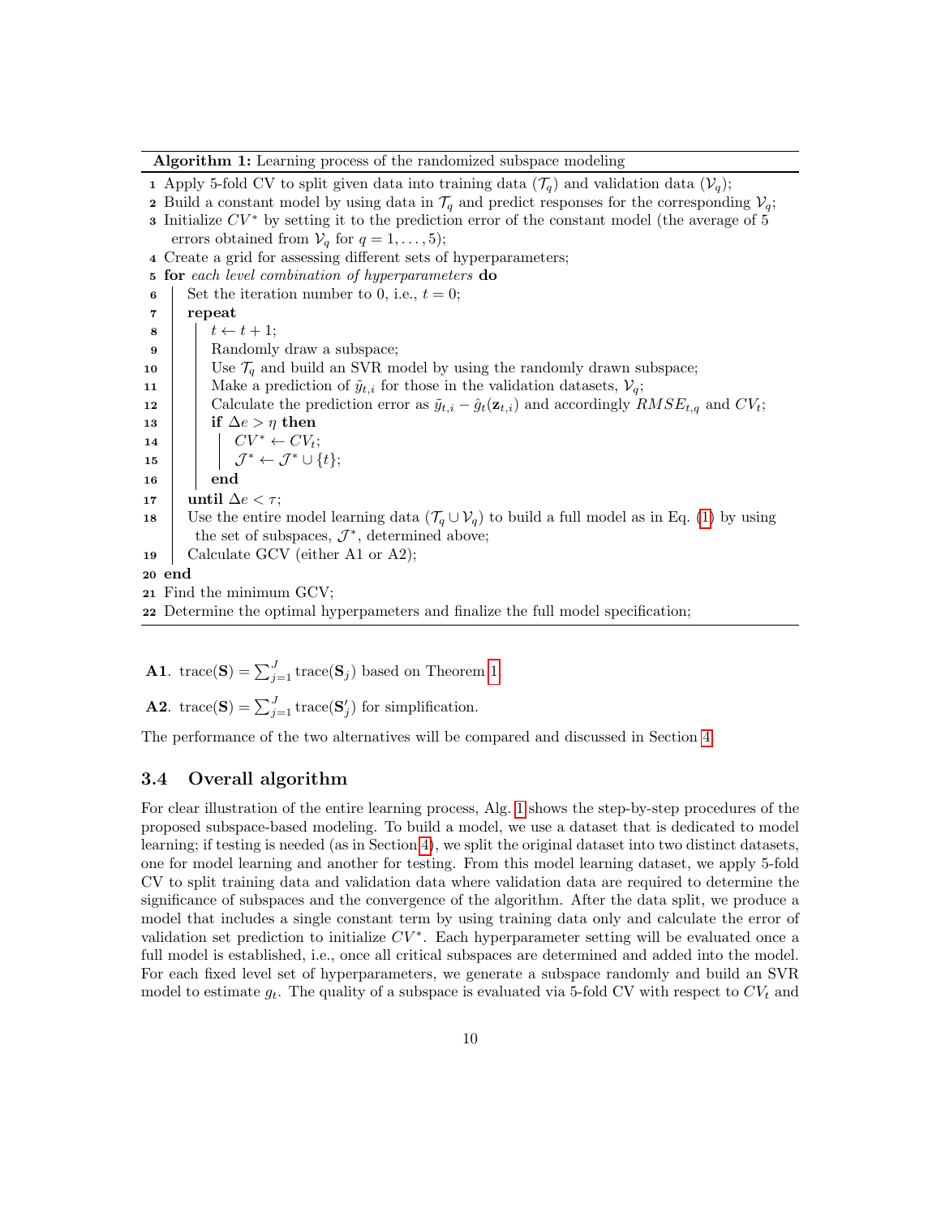**Algorithm 1:** Learning process of the randomized subspace modeling

```
1  Apply 5-fold CV to split given data into training data (T_q) and validation data (V_q);
2  Build a constant model by using data in T_q and predict responses for the corresponding V_q;
3  Initialize CV* by setting it to the prediction error of the constant model (the average of 5
     errors obtained from V_q for q = 1, ..., 5);
4  Create a grid for assessing different sets of hyperparameters;
5  for each level combination of hyperparameters do
6  |   Set the iteration number to 0, i.e., t = 0;
7  |   repeat
8  |   |   t ← t + 1;
9  |   |   Randomly draw a subspace;
10 |   |   Use T_q and build an SVR model by using the randomly drawn subspace;
11 |   |   Make a prediction of ỹ_{t,i} for those in the validation datasets, V_q;
12 |   |   Calculate the prediction error as ỹ_{t,i} − ĝ_t(z_{t,i}) and accordingly RMSE_{t,q} and CV_t;
13 |   |   if Δe > η then
14 |   |   |   CV* ← CV_t;
15 |   |   |   J* ← J* ∪ {t};
16 |   |   end
17 |   until Δe < τ;
18 |   Use the entire model learning data (T_q ∪ V_q) to build a full model as in Eq. (1) by using
   |     the set of subspaces, J*, determined above;
19 |   Calculate GCV (either A1 or A2);
20 end
21 Find the minimum GCV;
22 Determine the optimal hyperpameters and finalize the full model specification;
```

**A1**. $\text{trace}(\mathbf{S}) = \sum_{j=1}^{J} \text{trace}(\mathbf{S}_j)$ based on Theorem 1.

**A2**. $\text{trace}(\mathbf{S}) = \sum_{j=1}^{J} \text{trace}(\mathbf{S}'_j)$ for simplification.

The performance of the two alternatives will be compared and discussed in Section 4.

### 3.4 Overall algorithm

For clear illustration of the entire learning process, Alg. 1 shows the step-by-step procedures of the proposed subspace-based modeling. To build a model, we use a dataset that is dedicated to model learning; if testing is needed (as in Section 4), we split the original dataset into two distinct datasets, one for model learning and another for testing. From this model learning dataset, we apply 5-fold CV to split training data and validation data where validation data are required to determine the significance of subspaces and the convergence of the algorithm. After the data split, we produce a model that includes a single constant term by using training data only and calculate the error of validation set prediction to initialize $CV^*$. Each hyperparameter setting will be evaluated once a full model is established, i.e., once all critical subspaces are determined and added into the model. For each fixed level set of hyperparameters, we generate a subspace randomly and build an SVR model to estimate $g_t$. The quality of a subspace is evaluated via 5-fold CV with respect to $CV_t$ and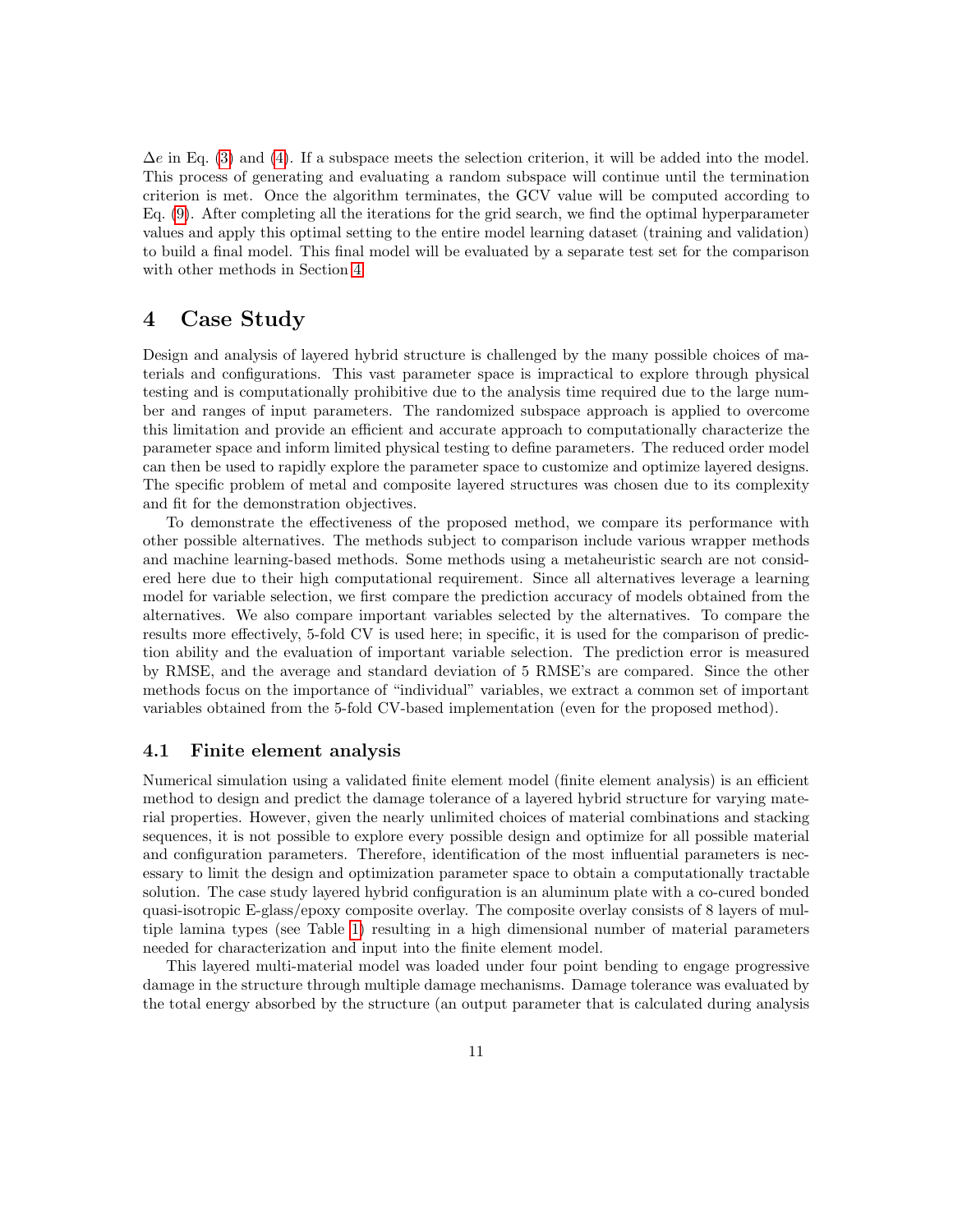$\Delta e$ in Eq. (3) and (4). If a subspace meets the selection criterion, it will be added into the model. This process of generating and evaluating a random subspace will continue until the termination criterion is met. Once the algorithm terminates, the GCV value will be computed according to Eq. (9). After completing all the iterations for the grid search, we find the optimal hyperparameter values and apply this optimal setting to the entire model learning dataset (training and validation) to build a final model. This final model will be evaluated by a separate test set for the comparison with other methods in Section 4.

# 4 Case Study

Design and analysis of layered hybrid structure is challenged by the many possible choices of materials and configurations. This vast parameter space is impractical to explore through physical testing and is computationally prohibitive due to the analysis time required due to the large number and ranges of input parameters. The randomized subspace approach is applied to overcome this limitation and provide an efficient and accurate approach to computationally characterize the parameter space and inform limited physical testing to define parameters. The reduced order model can then be used to rapidly explore the parameter space to customize and optimize layered designs. The specific problem of metal and composite layered structures was chosen due to its complexity and fit for the demonstration objectives.

To demonstrate the effectiveness of the proposed method, we compare its performance with other possible alternatives. The methods subject to comparison include various wrapper methods and machine learning-based methods. Some methods using a metaheuristic search are not considered here due to their high computational requirement. Since all alternatives leverage a learning model for variable selection, we first compare the prediction accuracy of models obtained from the alternatives. We also compare important variables selected by the alternatives. To compare the results more effectively, 5-fold CV is used here; in specific, it is used for the comparison of prediction ability and the evaluation of important variable selection. The prediction error is measured by RMSE, and the average and standard deviation of 5 RMSE's are compared. Since the other methods focus on the importance of "individual" variables, we extract a common set of important variables obtained from the 5-fold CV-based implementation (even for the proposed method).

## 4.1 Finite element analysis

Numerical simulation using a validated finite element model (finite element analysis) is an efficient method to design and predict the damage tolerance of a layered hybrid structure for varying material properties. However, given the nearly unlimited choices of material combinations and stacking sequences, it is not possible to explore every possible design and optimize for all possible material and configuration parameters. Therefore, identification of the most influential parameters is necessary to limit the design and optimization parameter space to obtain a computationally tractable solution. The case study layered hybrid configuration is an aluminum plate with a co-cured bonded quasi-isotropic E-glass/epoxy composite overlay. The composite overlay consists of 8 layers of multiple lamina types (see Table 1) resulting in a high dimensional number of material parameters needed for characterization and input into the finite element model.

This layered multi-material model was loaded under four point bending to engage progressive damage in the structure through multiple damage mechanisms. Damage tolerance was evaluated by the total energy absorbed by the structure (an output parameter that is calculated during analysis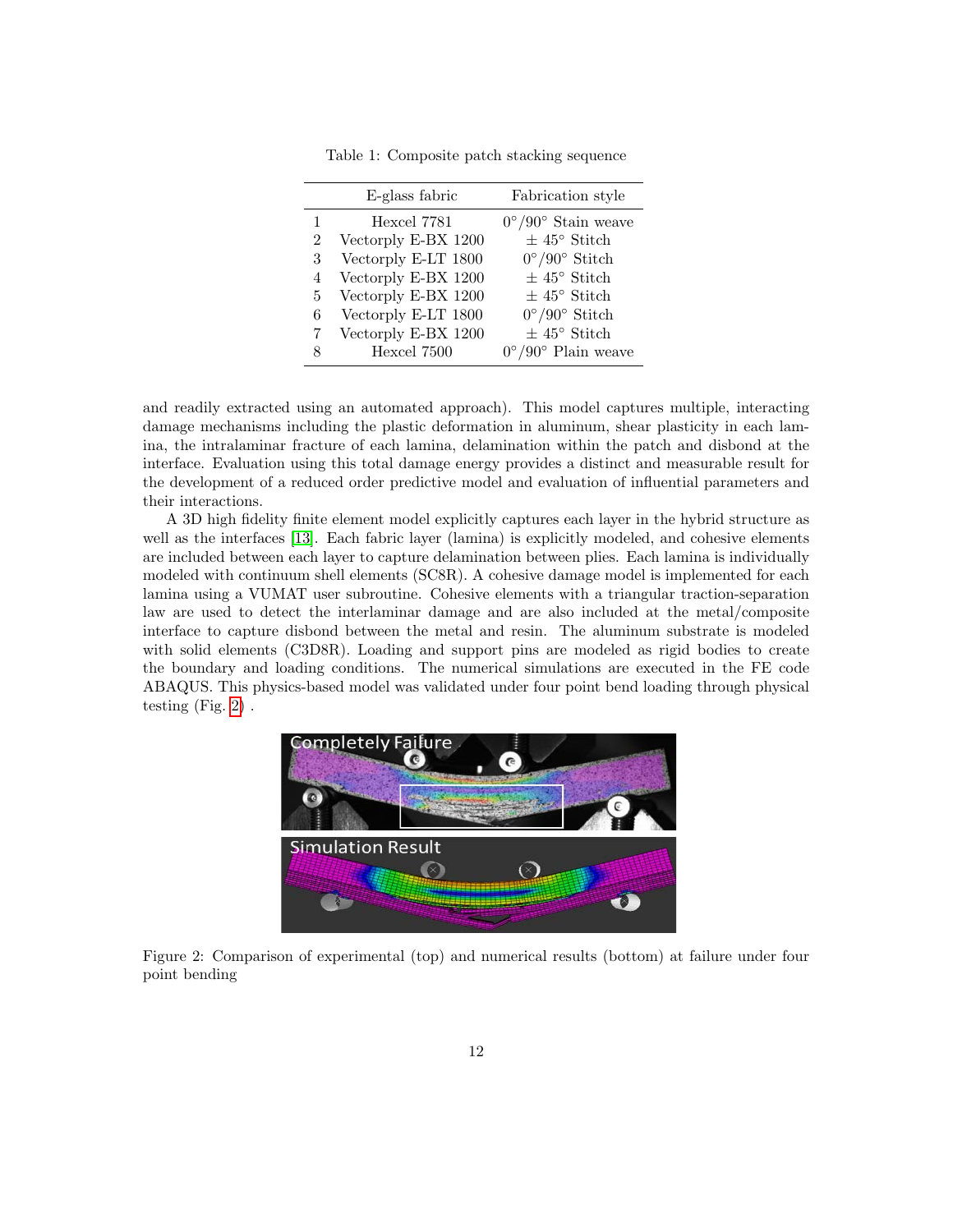Table 1: Composite patch stacking sequence

| | E-glass fabric | Fabrication style |
|---|---|---|
| 1 | Hexcel 7781 | 0°/90° Stain weave |
| 2 | Vectorply E-BX 1200 | ± 45° Stitch |
| 3 | Vectorply E-LT 1800 | 0°/90° Stitch |
| 4 | Vectorply E-BX 1200 | ± 45° Stitch |
| 5 | Vectorply E-BX 1200 | ± 45° Stitch |
| 6 | Vectorply E-LT 1800 | 0°/90° Stitch |
| 7 | Vectorply E-BX 1200 | ± 45° Stitch |
| 8 | Hexcel 7500 | 0°/90° Plain weave |

and readily extracted using an automated approach). This model captures multiple, interacting damage mechanisms including the plastic deformation in aluminum, shear plasticity in each lamina, the intralaminar fracture of each lamina, delamination within the patch and disbond at the interface. Evaluation using this total damage energy provides a distinct and measurable result for the development of a reduced order predictive model and evaluation of influential parameters and their interactions.

A 3D high fidelity finite element model explicitly captures each layer in the hybrid structure as well as the interfaces [13]. Each fabric layer (lamina) is explicitly modeled, and cohesive elements are included between each layer to capture delamination between plies. Each lamina is individually modeled with continuum shell elements (SC8R). A cohesive damage model is implemented for each lamina using a VUMAT user subroutine. Cohesive elements with a triangular traction-separation law are used to detect the interlaminar damage and are also included at the metal/composite interface to capture disbond between the metal and resin. The aluminum substrate is modeled with solid elements (C3D8R). Loading and support pins are modeled as rigid bodies to create the boundary and loading conditions. The numerical simulations are executed in the FE code ABAQUS. This physics-based model was validated under four point bend loading through physical testing (Fig. 2) .

Figure 2: Comparison of experimental (top) and numerical results (bottom) at failure under four point bending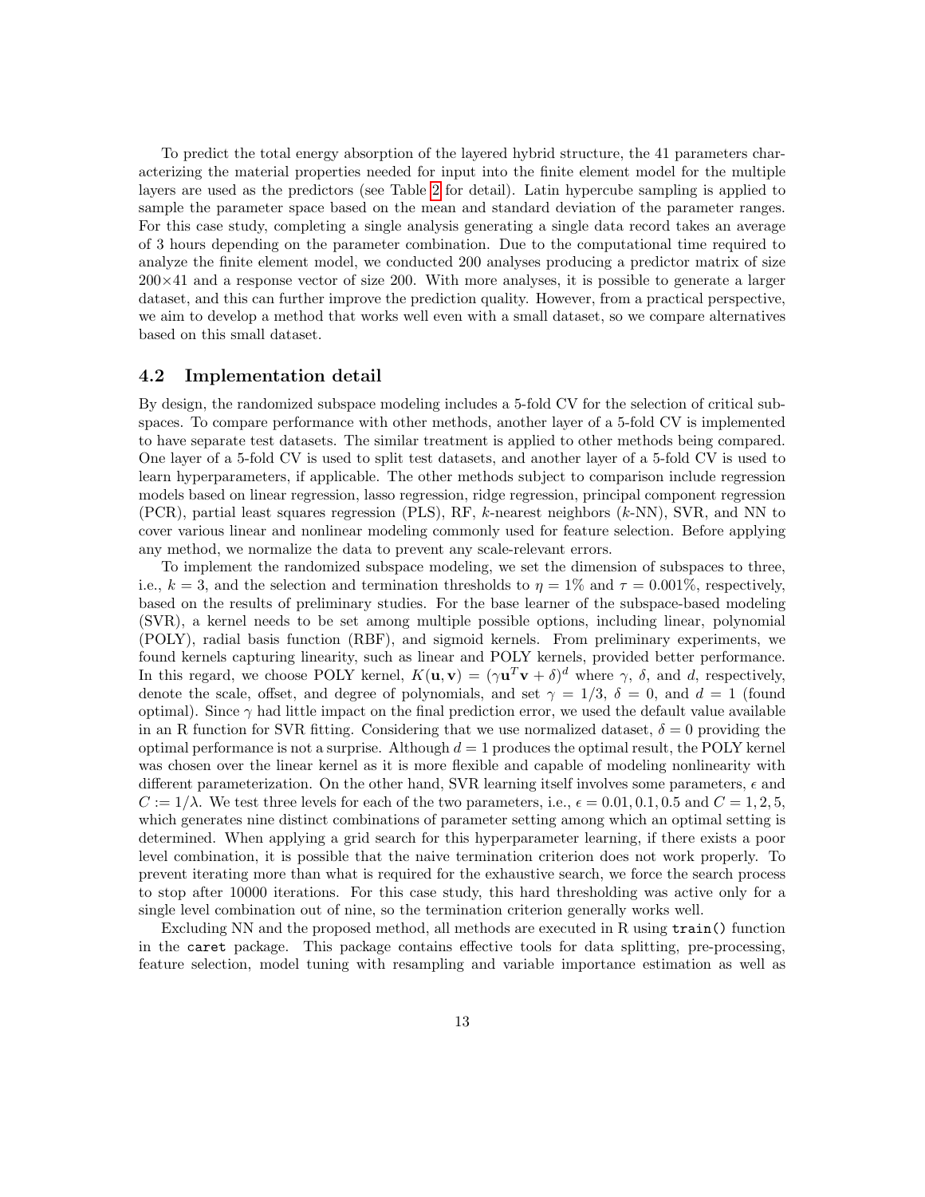To predict the total energy absorption of the layered hybrid structure, the 41 parameters characterizing the material properties needed for input into the finite element model for the multiple layers are used as the predictors (see Table 2 for detail). Latin hypercube sampling is applied to sample the parameter space based on the mean and standard deviation of the parameter ranges. For this case study, completing a single analysis generating a single data record takes an average of 3 hours depending on the parameter combination. Due to the computational time required to analyze the finite element model, we conducted 200 analyses producing a predictor matrix of size 200×41 and a response vector of size 200. With more analyses, it is possible to generate a larger dataset, and this can further improve the prediction quality. However, from a practical perspective, we aim to develop a method that works well even with a small dataset, so we compare alternatives based on this small dataset.

## 4.2 Implementation detail

By design, the randomized subspace modeling includes a 5-fold CV for the selection of critical subspaces. To compare performance with other methods, another layer of a 5-fold CV is implemented to have separate test datasets. The similar treatment is applied to other methods being compared. One layer of a 5-fold CV is used to split test datasets, and another layer of a 5-fold CV is used to learn hyperparameters, if applicable. The other methods subject to comparison include regression models based on linear regression, lasso regression, ridge regression, principal component regression (PCR), partial least squares regression (PLS), RF, $k$-nearest neighbors ($k$-NN), SVR, and NN to cover various linear and nonlinear modeling commonly used for feature selection. Before applying any method, we normalize the data to prevent any scale-relevant errors.

To implement the randomized subspace modeling, we set the dimension of subspaces to three, i.e., $k = 3$, and the selection and termination thresholds to $\eta = 1\%$ and $\tau = 0.001\%$, respectively, based on the results of preliminary studies. For the base learner of the subspace-based modeling (SVR), a kernel needs to be set among multiple possible options, including linear, polynomial (POLY), radial basis function (RBF), and sigmoid kernels. From preliminary experiments, we found kernels capturing linearity, such as linear and POLY kernels, provided better performance. In this regard, we choose POLY kernel, $K(\mathbf{u}, \mathbf{v}) = (\gamma \mathbf{u}^T \mathbf{v} + \delta)^d$ where $\gamma$, $\delta$, and $d$, respectively, denote the scale, offset, and degree of polynomials, and set $\gamma = 1/3$, $\delta = 0$, and $d = 1$ (found optimal). Since $\gamma$ had little impact on the final prediction error, we used the default value available in an R function for SVR fitting. Considering that we use normalized dataset, $\delta = 0$ providing the optimal performance is not a surprise. Although $d = 1$ produces the optimal result, the POLY kernel was chosen over the linear kernel as it is more flexible and capable of modeling nonlinearity with different parameterization. On the other hand, SVR learning itself involves some parameters, $\epsilon$ and $C := 1/\lambda$. We test three levels for each of the two parameters, i.e., $\epsilon = 0.01, 0.1, 0.5$ and $C = 1, 2, 5$, which generates nine distinct combinations of parameter setting among which an optimal setting is determined. When applying a grid search for this hyperparameter learning, if there exists a poor level combination, it is possible that the naive termination criterion does not work properly. To prevent iterating more than what is required for the exhaustive search, we force the search process to stop after 10000 iterations. For this case study, this hard thresholding was active only for a single level combination out of nine, so the termination criterion generally works well.

Excluding NN and the proposed method, all methods are executed in R using `train()` function in the `caret` package. This package contains effective tools for data splitting, pre-processing, feature selection, model tuning with resampling and variable importance estimation as well as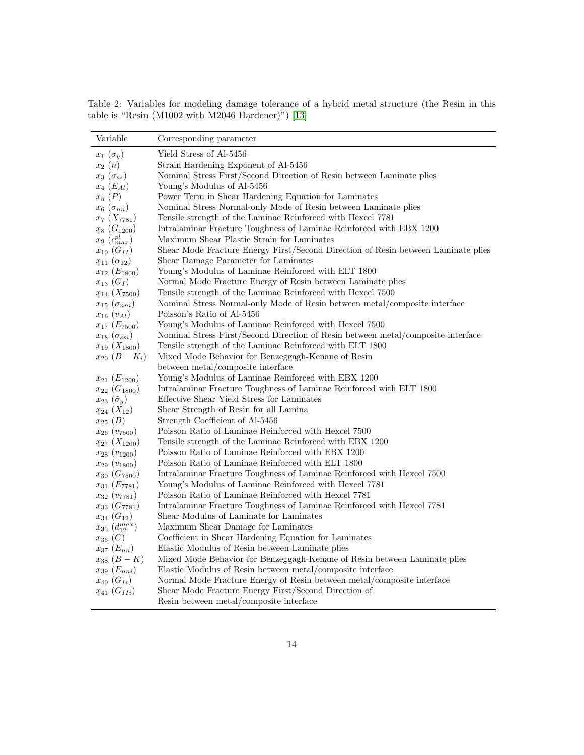Table 2: Variables for modeling damage tolerance of a hybrid metal structure (the Resin in this table is "Resin (M1002 with M2046 Hardener)") [13]

| Variable | Corresponding parameter |
| --- | --- |
| $x_1$ ($\sigma_y$) | Yield Stress of Al-5456 |
| $x_2$ ($n$) | Strain Hardening Exponent of Al-5456 |
| $x_3$ ($\sigma_{ss}$) | Nominal Stress First/Second Direction of Resin between Laminate plies |
| $x_4$ ($E_{Al}$) | Young's Modulus of Al-5456 |
| $x_5$ ($P$) | Power Term in Shear Hardening Equation for Laminates |
| $x_6$ ($\sigma_{nn}$) | Nominal Stress Normal-only Mode of Resin between Laminate plies |
| $x_7$ ($X_{7781}$) | Tensile strength of the Laminae Reinforced with Hexcel 7781 |
| $x_8$ ($G_{1200}$) | Intralaminar Fracture Toughness of Laminae Reinforced with EBX 1200 |
| $x_9$ ($\epsilon^{pl}_{max}$) | Maximum Shear Plastic Strain for Laminates |
| $x_{10}$ ($G_{II}$) | Shear Mode Fracture Energy First/Second Direction of Resin between Laminate plies |
| $x_{11}$ ($\alpha_{12}$) | Shear Damage Parameter for Laminates |
| $x_{12}$ ($E_{1800}$) | Young's Modulus of Laminae Reinforced with ELT 1800 |
| $x_{13}$ ($G_I$) | Normal Mode Fracture Energy of Resin between Laminate plies |
| $x_{14}$ ($X_{7500}$) | Tensile strength of the Laminae Reinforced with Hexcel 7500 |
| $x_{15}$ ($\sigma_{nni}$) | Nominal Stress Normal-only Mode of Resin between metal/composite interface |
| $x_{16}$ ($v_{Al}$) | Poisson's Ratio of Al-5456 |
| $x_{17}$ ($E_{7500}$) | Young's Modulus of Laminae Reinforced with Hexcel 7500 |
| $x_{18}$ ($\sigma_{ssi}$) | Nominal Stress First/Second Direction of Resin between metal/composite interface |
| $x_{19}$ ($X_{1800}$) | Tensile strength of the Laminae Reinforced with ELT 1800 |
| $x_{20}$ ($B-K_i$) | Mixed Mode Behavior for Benzeggagh-Kenane of Resin between metal/composite interface |
| $x_{21}$ ($E_{1200}$) | Young's Modulus of Laminae Reinforced with EBX 1200 |
| $x_{22}$ ($G_{1800}$) | Intralaminar Fracture Toughness of Laminae Reinforced with ELT 1800 |
| $x_{23}$ ($\tilde{\sigma}_y$) | Effective Shear Yield Stress for Laminates |
| $x_{24}$ ($X_{12}$) | Shear Strength of Resin for all Lamina |
| $x_{25}$ ($B$) | Strength Coefficient of Al-5456 |
| $x_{26}$ ($v_{7500}$) | Poisson Ratio of Laminae Reinforced with Hexcel 7500 |
| $x_{27}$ ($X_{1200}$) | Tensile strength of the Laminae Reinforced with EBX 1200 |
| $x_{28}$ ($v_{1200}$) | Poisson Ratio of Laminae Reinforced with EBX 1200 |
| $x_{29}$ ($v_{1800}$) | Poisson Ratio of Laminae Reinforced with ELT 1800 |
| $x_{30}$ ($G_{7500}$) | Intralaminar Fracture Toughness of Laminae Reinforced with Hexcel 7500 |
| $x_{31}$ ($E_{7781}$) | Young's Modulus of Laminae Reinforced with Hexcel 7781 |
| $x_{32}$ ($v_{7781}$) | Poisson Ratio of Laminae Reinforced with Hexcel 7781 |
| $x_{33}$ ($G_{7781}$) | Intralaminar Fracture Toughness of Laminae Reinforced with Hexcel 7781 |
| $x_{34}$ ($G_{12}$) | Shear Modulus of Laminate for Laminates |
| $x_{35}$ ($d^{max}_{12}$) | Maximum Shear Damage for Laminates |
| $x_{36}$ ($C$) | Coefficient in Shear Hardening Equation for Laminates |
| $x_{37}$ ($E_{nn}$) | Elastic Modulus of Resin between Laminate plies |
| $x_{38}$ ($B-K$) | Mixed Mode Behavior for Benzeggagh-Kenane of Resin between Laminate plies |
| $x_{39}$ ($E_{nni}$) | Elastic Modulus of Resin between metal/composite interface |
| $x_{40}$ ($G_{Ii}$) | Normal Mode Fracture Energy of Resin between metal/composite interface |
| $x_{41}$ ($G_{IIi}$) | Shear Mode Fracture Energy First/Second Direction of Resin between metal/composite interface |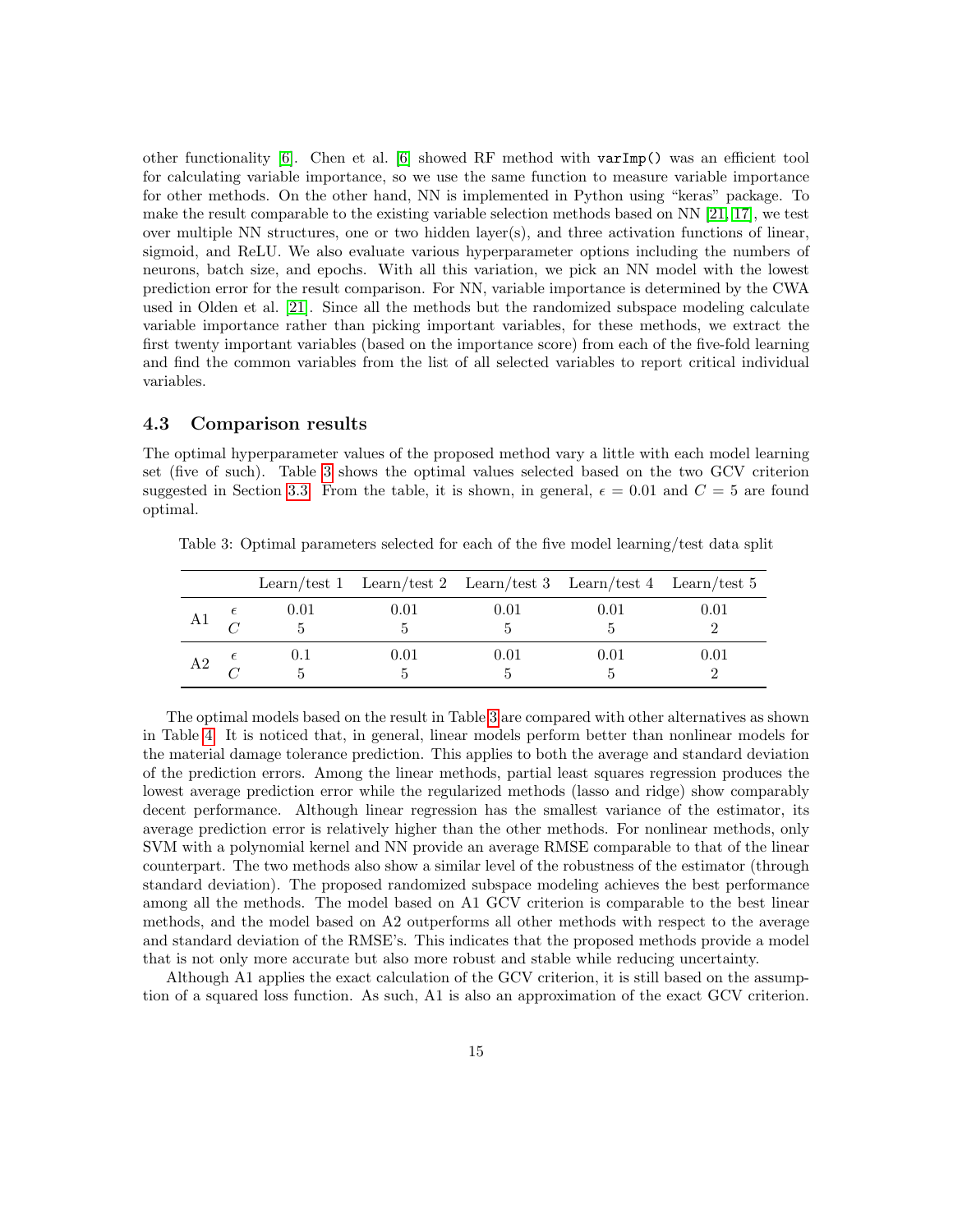other functionality [6]. Chen et al. [6] showed RF method with `varImp()` was an efficient tool for calculating variable importance, so we use the same function to measure variable importance for other methods. On the other hand, NN is implemented in Python using "keras" package. To make the result comparable to the existing variable selection methods based on NN [21, 17], we test over multiple NN structures, one or two hidden layer(s), and three activation functions of linear, sigmoid, and ReLU. We also evaluate various hyperparameter options including the numbers of neurons, batch size, and epochs. With all this variation, we pick an NN model with the lowest prediction error for the result comparison. For NN, variable importance is determined by the CWA used in Olden et al. [21]. Since all the methods but the randomized subspace modeling calculate variable importance rather than picking important variables, for these methods, we extract the first twenty important variables (based on the importance score) from each of the five-fold learning and find the common variables from the list of all selected variables to report critical individual variables.

### 4.3 Comparison results

The optimal hyperparameter values of the proposed method vary a little with each model learning set (five of such). Table 3 shows the optimal values selected based on the two GCV criterion suggested in Section 3.3. From the table, it is shown, in general, $\epsilon = 0.01$ and $C = 5$ are found optimal.

Table 3: Optimal parameters selected for each of the five model learning/test data split

| | | Learn/test 1 | Learn/test 2 | Learn/test 3 | Learn/test 4 | Learn/test 5 |
|---|---|---|---|---|---|---|
| A1 | $\epsilon$ | 0.01 | 0.01 | 0.01 | 0.01 | 0.01 |
| | $C$ | 5 | 5 | 5 | 5 | 2 |
| A2 | $\epsilon$ | 0.1 | 0.01 | 0.01 | 0.01 | 0.01 |
| | $C$ | 5 | 5 | 5 | 5 | 2 |

The optimal models based on the result in Table 3 are compared with other alternatives as shown in Table 4. It is noticed that, in general, linear models perform better than nonlinear models for the material damage tolerance prediction. This applies to both the average and standard deviation of the prediction errors. Among the linear methods, partial least squares regression produces the lowest average prediction error while the regularized methods (lasso and ridge) show comparably decent performance. Although linear regression has the smallest variance of the estimator, its average prediction error is relatively higher than the other methods. For nonlinear methods, only SVM with a polynomial kernel and NN provide an average RMSE comparable to that of the linear counterpart. The two methods also show a similar level of the robustness of the estimator (through standard deviation). The proposed randomized subspace modeling achieves the best performance among all the methods. The model based on A1 GCV criterion is comparable to the best linear methods, and the model based on A2 outperforms all other methods with respect to the average and standard deviation of the RMSE's. This indicates that the proposed methods provide a model that is not only more accurate but also more robust and stable while reducing uncertainty.

Although A1 applies the exact calculation of the GCV criterion, it is still based on the assumption of a squared loss function. As such, A1 is also an approximation of the exact GCV criterion.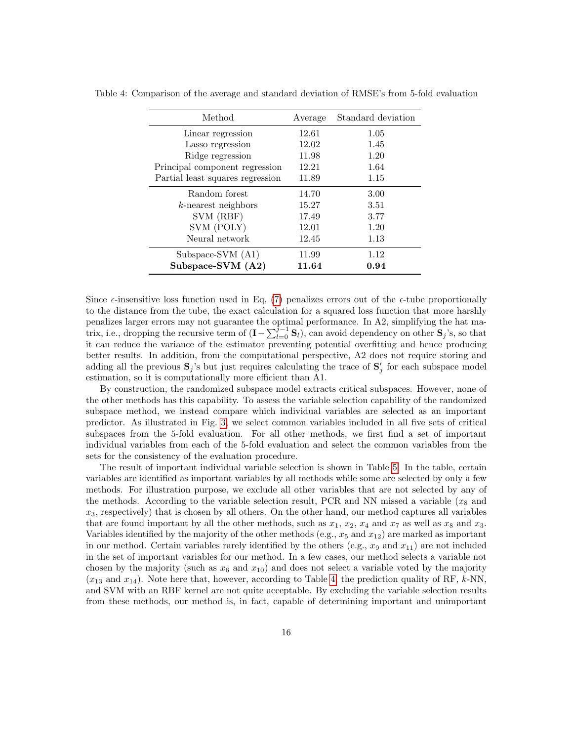Table 4: Comparison of the average and standard deviation of RMSE's from 5-fold evaluation

| Method | Average | Standard deviation |
|---|---|---|
| Linear regression | 12.61 | 1.05 |
| Lasso regression | 12.02 | 1.45 |
| Ridge regression | 11.98 | 1.20 |
| Principal component regression | 12.21 | 1.64 |
| Partial least squares regression | 11.89 | 1.15 |
| Random forest | 14.70 | 3.00 |
| $k$-nearest neighbors | 15.27 | 3.51 |
| SVM (RBF) | 17.49 | 3.77 |
| SVM (POLY) | 12.01 | 1.20 |
| Neural network | 12.45 | 1.13 |
| Subspace-SVM (A1) | 11.99 | 1.12 |
| **Subspace-SVM (A2)** | **11.64** | **0.94** |

Since $\epsilon$-insensitive loss function used in Eq. (7) penalizes errors out of the $\epsilon$-tube proportionally to the distance from the tube, the exact calculation for a squared loss function that more harshly penalizes larger errors may not guarantee the optimal performance. In A2, simplifying the hat matrix, i.e., dropping the recursive term of $(\mathbf{I} - \sum_{l=0}^{j-1} \mathbf{S}_l)$, can avoid dependency on other $\mathbf{S}_j$'s, so that it can reduce the variance of the estimator preventing potential overfitting and hence producing better results. In addition, from the computational perspective, A2 does not require storing and adding all the previous $\mathbf{S}_j$'s but just requires calculating the trace of $\mathbf{S}'_j$ for each subspace model estimation, so it is computationally more efficient than A1.

By construction, the randomized subspace model extracts critical subspaces. However, none of the other methods has this capability. To assess the variable selection capability of the randomized subspace method, we instead compare which individual variables are selected as an important predictor. As illustrated in Fig. 3, we select common variables included in all five sets of critical subspaces from the 5-fold evaluation. For all other methods, we first find a set of important individual variables from each of the 5-fold evaluation and select the common variables from the sets for the consistency of the evaluation procedure.

The result of important individual variable selection is shown in Table 5. In the table, certain variables are identified as important variables by all methods while some are selected by only a few methods. For illustration purpose, we exclude all other variables that are not selected by any of the methods. According to the variable selection result, PCR and NN missed a variable ($x_8$ and $x_3$, respectively) that is chosen by all others. On the other hand, our method captures all variables that are found important by all the other methods, such as $x_1$, $x_2$, $x_4$ and $x_7$ as well as $x_8$ and $x_3$. Variables identified by the majority of the other methods (e.g., $x_5$ and $x_{12}$) are marked as important in our method. Certain variables rarely identified by the others (e.g., $x_9$ and $x_{11}$) are not included in the set of important variables for our method. In a few cases, our method selects a variable not chosen by the majority (such as $x_6$ and $x_{10}$) and does not select a variable voted by the majority ($x_{13}$ and $x_{14}$). Note here that, however, according to Table 4, the prediction quality of RF, $k$-NN, and SVM with an RBF kernel are not quite acceptable. By excluding the variable selection results from these methods, our method is, in fact, capable of determining important and unimportant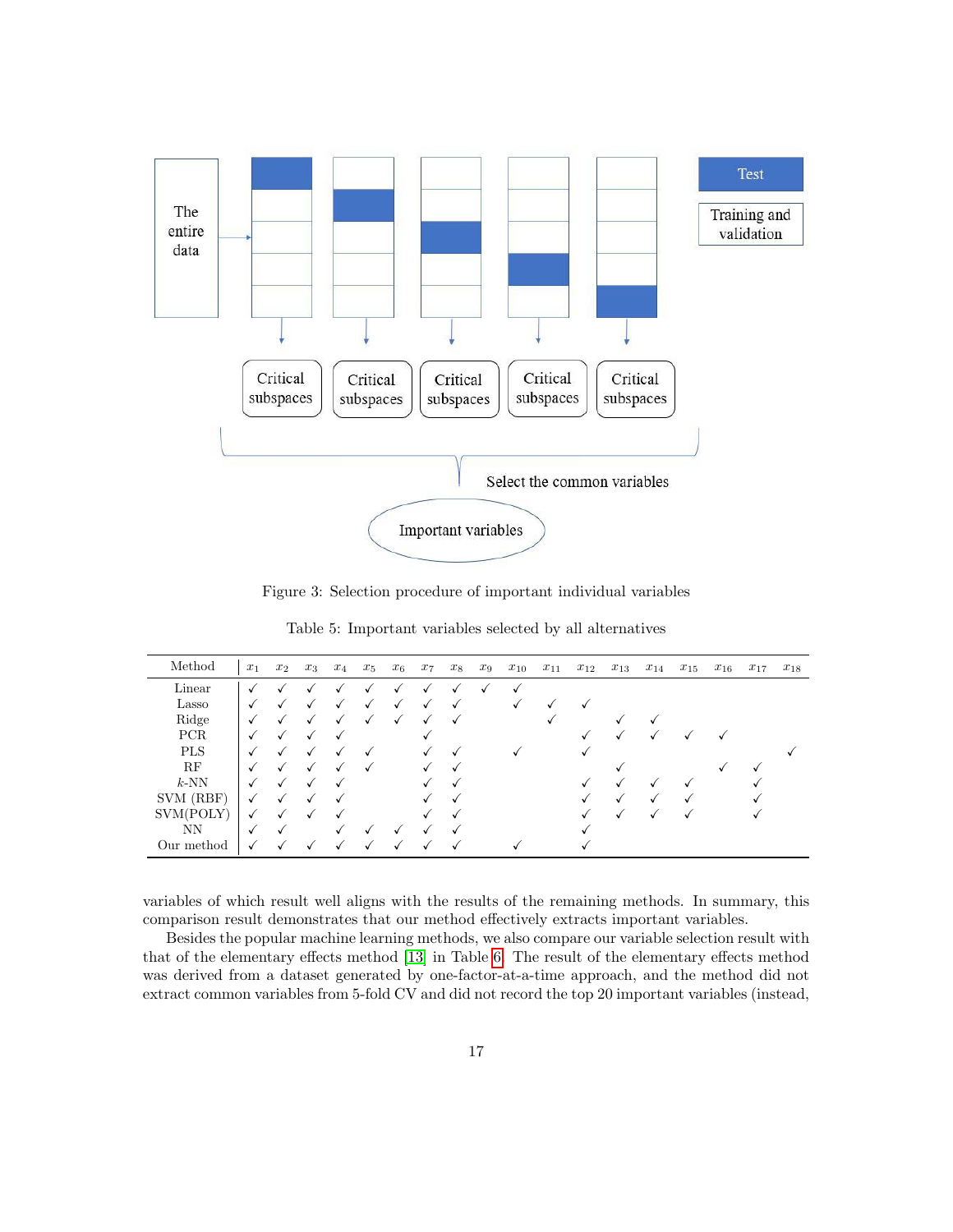Figure 3: Selection procedure of important individual variables

Table 5: Important variables selected by all alternatives

| Method | $x_1$ | $x_2$ | $x_3$ | $x_4$ | $x_5$ | $x_6$ | $x_7$ | $x_8$ | $x_9$ | $x_{10}$ | $x_{11}$ | $x_{12}$ | $x_{13}$ | $x_{14}$ | $x_{15}$ | $x_{16}$ | $x_{17}$ | $x_{18}$ |
|---|---|---|---|---|---|---|---|---|---|---|---|---|---|---|---|---|---|---|
| Linear | ✓ | ✓ | ✓ | ✓ | ✓ | ✓ | ✓ | ✓ | ✓ | ✓ | | | | | | | | |
| Lasso | ✓ | ✓ | ✓ | ✓ | ✓ | ✓ | ✓ | ✓ | | ✓ | ✓ | ✓ | | | | | | |
| Ridge | ✓ | ✓ | ✓ | ✓ | ✓ | ✓ | ✓ | ✓ | | | ✓ | | ✓ | ✓ | | | | |
| PCR | ✓ | ✓ | ✓ | ✓ | | | ✓ | | | | | ✓ | ✓ | ✓ | ✓ | ✓ | | |
| PLS | ✓ | ✓ | ✓ | ✓ | ✓ | | ✓ | ✓ | | ✓ | | ✓ | | | | | | ✓ |
| RF | ✓ | ✓ | ✓ | ✓ | ✓ | | ✓ | ✓ | | | | | ✓ | | | ✓ | ✓ | |
| $k$-NN | ✓ | ✓ | ✓ | ✓ | | | ✓ | ✓ | | | | ✓ | ✓ | ✓ | ✓ | | ✓ | |
| SVM (RBF) | ✓ | ✓ | ✓ | ✓ | | | ✓ | ✓ | | | | ✓ | ✓ | ✓ | ✓ | | ✓ | |
| SVM(POLY) | ✓ | ✓ | ✓ | ✓ | | | ✓ | ✓ | | | | ✓ | ✓ | ✓ | ✓ | | ✓ | |
| NN | ✓ | ✓ | | ✓ | ✓ | ✓ | ✓ | ✓ | | | | ✓ | | | | | | |
| Our method | ✓ | ✓ | ✓ | ✓ | ✓ | ✓ | ✓ | ✓ | | ✓ | | ✓ | | | | | | |

variables of which result well aligns with the results of the remaining methods. In summary, this comparison result demonstrates that our method effectively extracts important variables.

Besides the popular machine learning methods, we also compare our variable selection result with that of the elementary effects method [13] in Table 6. The result of the elementary effects method was derived from a dataset generated by one-factor-at-a-time approach, and the method did not extract common variables from 5-fold CV and did not record the top 20 important variables (instead,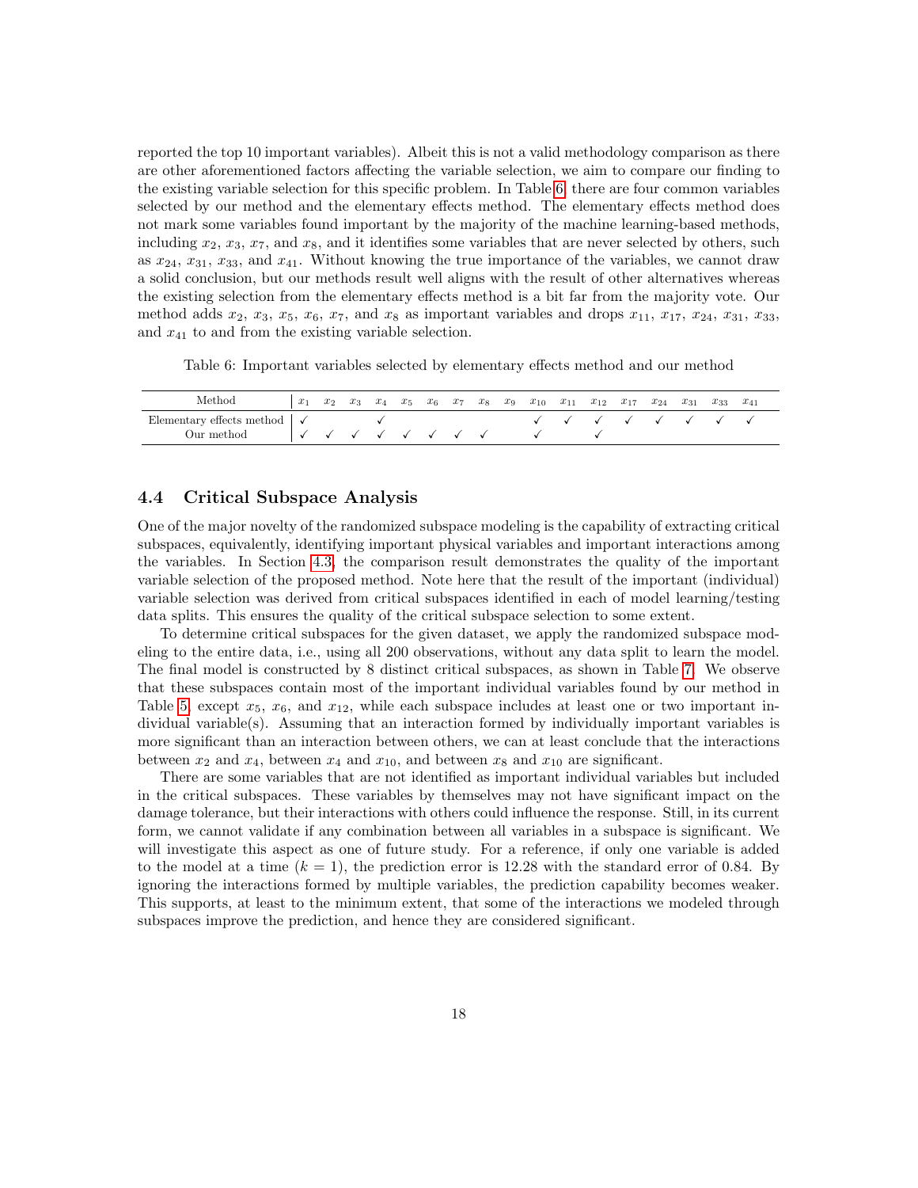reported the top 10 important variables). Albeit this is not a valid methodology comparison as there are other aforementioned factors affecting the variable selection, we aim to compare our finding to the existing variable selection for this specific problem. In Table 6, there are four common variables selected by our method and the elementary effects method. The elementary effects method does not mark some variables found important by the majority of the machine learning-based methods, including $x_2$, $x_3$, $x_7$, and $x_8$, and it identifies some variables that are never selected by others, such as $x_{24}$, $x_{31}$, $x_{33}$, and $x_{41}$. Without knowing the true importance of the variables, we cannot draw a solid conclusion, but our methods result well aligns with the result of other alternatives whereas the existing selection from the elementary effects method is a bit far from the majority vote. Our method adds $x_2$, $x_3$, $x_5$, $x_6$, $x_7$, and $x_8$ as important variables and drops $x_{11}$, $x_{17}$, $x_{24}$, $x_{31}$, $x_{33}$, and $x_{41}$ to and from the existing variable selection.

Table 6: Important variables selected by elementary effects method and our method

| Method | $x_1$ | $x_2$ | $x_3$ | $x_4$ | $x_5$ | $x_6$ | $x_7$ | $x_8$ | $x_9$ | $x_{10}$ | $x_{11}$ | $x_{12}$ | $x_{17}$ | $x_{24}$ | $x_{31}$ | $x_{33}$ | $x_{41}$ |
|---|---|---|---|---|---|---|---|---|---|---|---|---|---|---|---|---|---|
| Elementary effects method | ✓ | | | ✓ | | | | | | ✓ | ✓ | ✓ | ✓ | ✓ | ✓ | ✓ | ✓ |
| Our method | ✓ | ✓ | ✓ | ✓ | ✓ | ✓ | ✓ | ✓ | | ✓ | | ✓ | | | | | |

### 4.4 Critical Subspace Analysis

One of the major novelty of the randomized subspace modeling is the capability of extracting critical subspaces, equivalently, identifying important physical variables and important interactions among the variables. In Section 4.3, the comparison result demonstrates the quality of the important variable selection of the proposed method. Note here that the result of the important (individual) variable selection was derived from critical subspaces identified in each of model learning/testing data splits. This ensures the quality of the critical subspace selection to some extent.

To determine critical subspaces for the given dataset, we apply the randomized subspace modeling to the entire data, i.e., using all 200 observations, without any data split to learn the model. The final model is constructed by 8 distinct critical subspaces, as shown in Table 7. We observe that these subspaces contain most of the important individual variables found by our method in Table 5, except $x_5$, $x_6$, and $x_{12}$, while each subspace includes at least one or two important individual variable(s). Assuming that an interaction formed by individually important variables is more significant than an interaction between others, we can at least conclude that the interactions between $x_2$ and $x_4$, between $x_4$ and $x_{10}$, and between $x_8$ and $x_{10}$ are significant.

There are some variables that are not identified as important individual variables but included in the critical subspaces. These variables by themselves may not have significant impact on the damage tolerance, but their interactions with others could influence the response. Still, in its current form, we cannot validate if any combination between all variables in a subspace is significant. We will investigate this aspect as one of future study. For a reference, if only one variable is added to the model at a time ($k = 1$), the prediction error is 12.28 with the standard error of 0.84. By ignoring the interactions formed by multiple variables, the prediction capability becomes weaker. This supports, at least to the minimum extent, that some of the interactions we modeled through subspaces improve the prediction, and hence they are considered significant.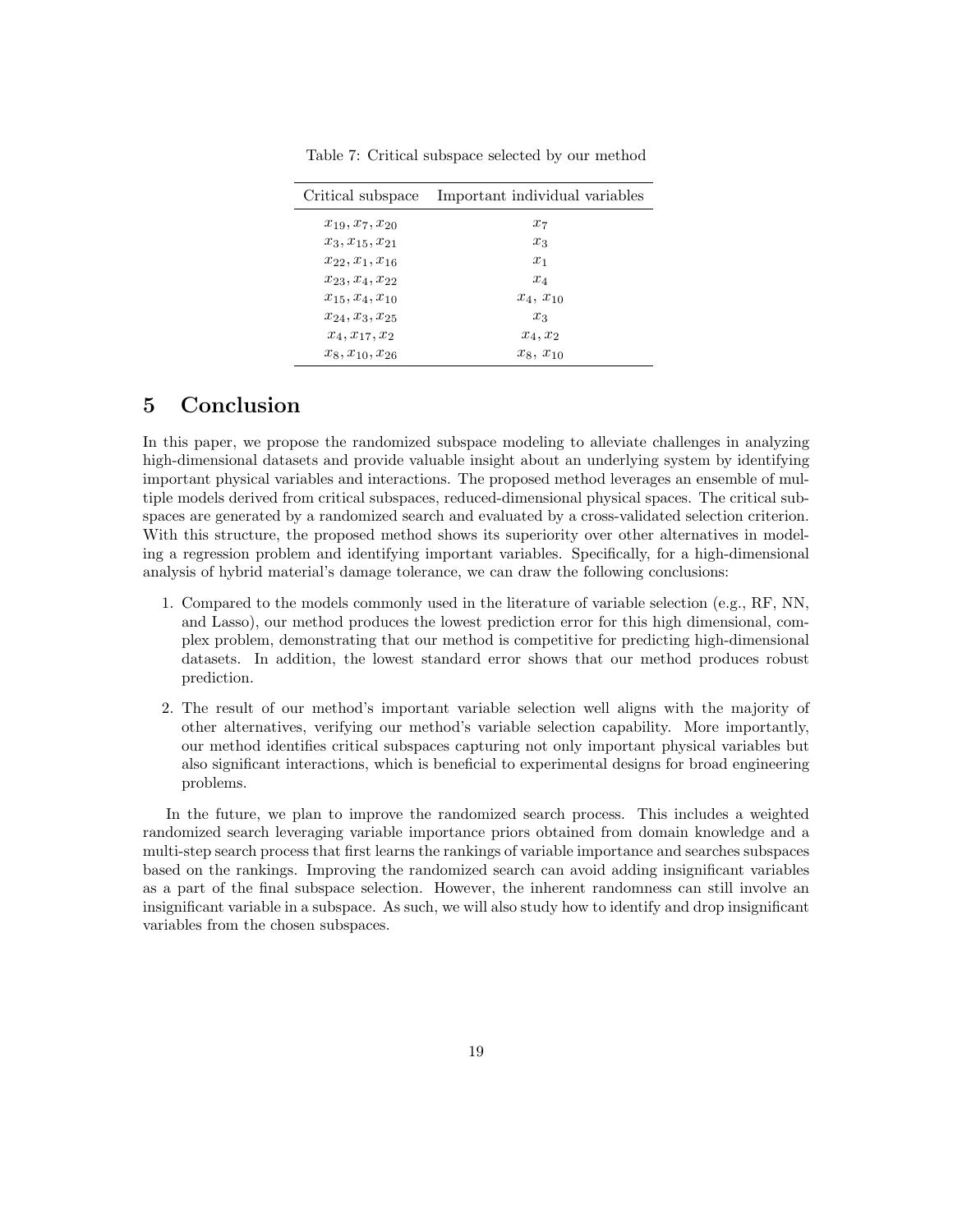Table 7: Critical subspace selected by our method

| Critical subspace | Important individual variables |
| --- | --- |
| $x_{19}, x_7, x_{20}$ | $x_7$ |
| $x_3, x_{15}, x_{21}$ | $x_3$ |
| $x_{22}, x_1, x_{16}$ | $x_1$ |
| $x_{23}, x_4, x_{22}$ | $x_4$ |
| $x_{15}, x_4, x_{10}$ | $x_4$, $x_{10}$ |
| $x_{24}, x_3, x_{25}$ | $x_3$ |
| $x_4, x_{17}, x_2$ | $x_4, x_2$ |
| $x_8, x_{10}, x_{26}$ | $x_8$, $x_{10}$ |

# 5 Conclusion

In this paper, we propose the randomized subspace modeling to alleviate challenges in analyzing high-dimensional datasets and provide valuable insight about an underlying system by identifying important physical variables and interactions. The proposed method leverages an ensemble of multiple models derived from critical subspaces, reduced-dimensional physical spaces. The critical subspaces are generated by a randomized search and evaluated by a cross-validated selection criterion. With this structure, the proposed method shows its superiority over other alternatives in modeling a regression problem and identifying important variables. Specifically, for a high-dimensional analysis of hybrid material's damage tolerance, we can draw the following conclusions:

1. Compared to the models commonly used in the literature of variable selection (e.g., RF, NN, and Lasso), our method produces the lowest prediction error for this high dimensional, complex problem, demonstrating that our method is competitive for predicting high-dimensional datasets. In addition, the lowest standard error shows that our method produces robust prediction.
2. The result of our method's important variable selection well aligns with the majority of other alternatives, verifying our method's variable selection capability. More importantly, our method identifies critical subspaces capturing not only important physical variables but also significant interactions, which is beneficial to experimental designs for broad engineering problems.

In the future, we plan to improve the randomized search process. This includes a weighted randomized search leveraging variable importance priors obtained from domain knowledge and a multi-step search process that first learns the rankings of variable importance and searches subspaces based on the rankings. Improving the randomized search can avoid adding insignificant variables as a part of the final subspace selection. However, the inherent randomness can still involve an insignificant variable in a subspace. As such, we will also study how to identify and drop insignificant variables from the chosen subspaces.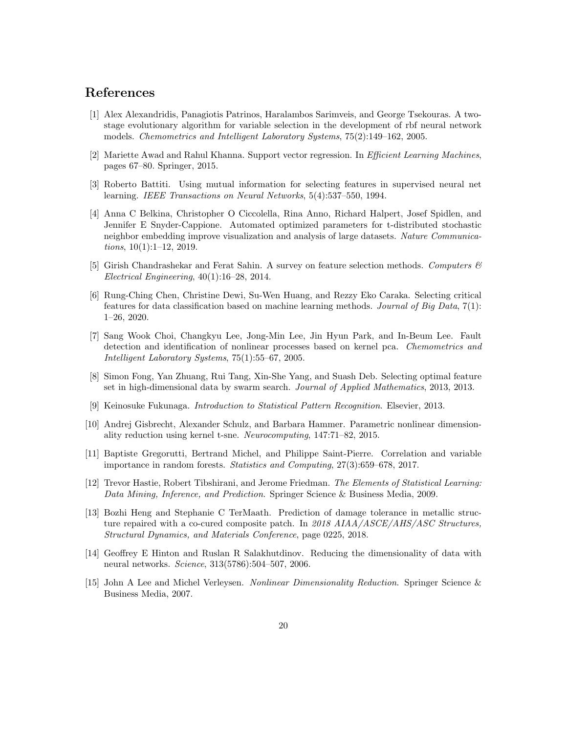# References

[1] Alex Alexandridis, Panagiotis Patrinos, Haralambos Sarimveis, and George Tsekouras. A two-stage evolutionary algorithm for variable selection in the development of rbf neural network models. *Chemometrics and Intelligent Laboratory Systems*, 75(2):149–162, 2005.

[2] Mariette Awad and Rahul Khanna. Support vector regression. In *Efficient Learning Machines*, pages 67–80. Springer, 2015.

[3] Roberto Battiti. Using mutual information for selecting features in supervised neural net learning. *IEEE Transactions on Neural Networks*, 5(4):537–550, 1994.

[4] Anna C Belkina, Christopher O Ciccolella, Rina Anno, Richard Halpert, Josef Spidlen, and Jennifer E Snyder-Cappione. Automated optimized parameters for t-distributed stochastic neighbor embedding improve visualization and analysis of large datasets. *Nature Communications*, 10(1):1–12, 2019.

[5] Girish Chandrashekar and Ferat Sahin. A survey on feature selection methods. *Computers & Electrical Engineering*, 40(1):16–28, 2014.

[6] Rung-Ching Chen, Christine Dewi, Su-Wen Huang, and Rezzy Eko Caraka. Selecting critical features for data classification based on machine learning methods. *Journal of Big Data*, 7(1): 1–26, 2020.

[7] Sang Wook Choi, Changkyu Lee, Jong-Min Lee, Jin Hyun Park, and In-Beum Lee. Fault detection and identification of nonlinear processes based on kernel pca. *Chemometrics and Intelligent Laboratory Systems*, 75(1):55–67, 2005.

[8] Simon Fong, Yan Zhuang, Rui Tang, Xin-She Yang, and Suash Deb. Selecting optimal feature set in high-dimensional data by swarm search. *Journal of Applied Mathematics*, 2013, 2013.

[9] Keinosuke Fukunaga. *Introduction to Statistical Pattern Recognition*. Elsevier, 2013.

[10] Andrej Gisbrecht, Alexander Schulz, and Barbara Hammer. Parametric nonlinear dimensionality reduction using kernel t-sne. *Neurocomputing*, 147:71–82, 2015.

[11] Baptiste Gregorutti, Bertrand Michel, and Philippe Saint-Pierre. Correlation and variable importance in random forests. *Statistics and Computing*, 27(3):659–678, 2017.

[12] Trevor Hastie, Robert Tibshirani, and Jerome Friedman. *The Elements of Statistical Learning: Data Mining, Inference, and Prediction*. Springer Science & Business Media, 2009.

[13] Bozhi Heng and Stephanie C TerMaath. Prediction of damage tolerance in metallic structure repaired with a co-cured composite patch. In *2018 AIAA/ASCE/AHS/ASC Structures, Structural Dynamics, and Materials Conference*, page 0225, 2018.

[14] Geoffrey E Hinton and Ruslan R Salakhutdinov. Reducing the dimensionality of data with neural networks. *Science*, 313(5786):504–507, 2006.

[15] John A Lee and Michel Verleysen. *Nonlinear Dimensionality Reduction*. Springer Science & Business Media, 2007.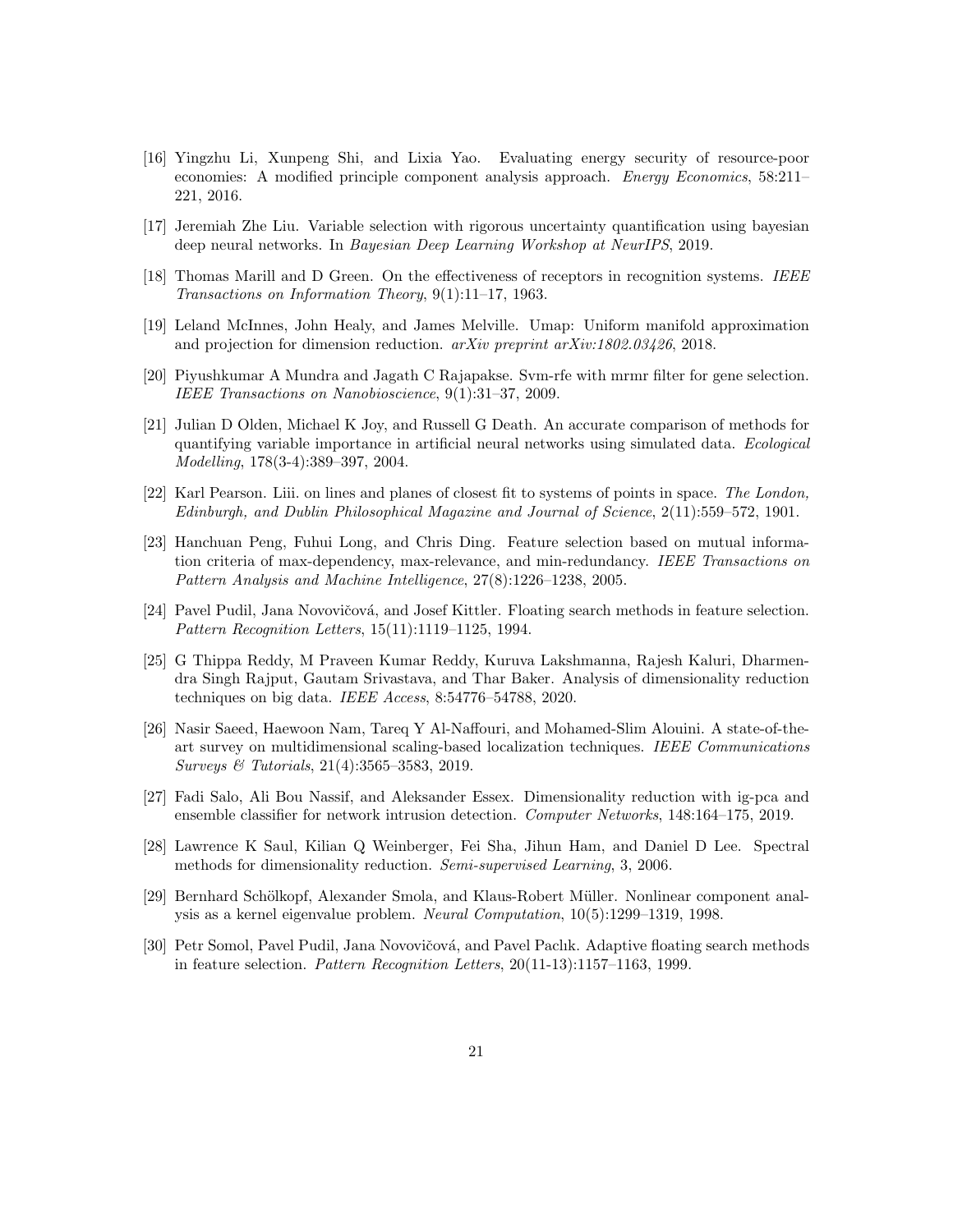[16] Yingzhu Li, Xunpeng Shi, and Lixia Yao. Evaluating energy security of resource-poor economies: A modified principle component analysis approach. *Energy Economics*, 58:211–221, 2016.

[17] Jeremiah Zhe Liu. Variable selection with rigorous uncertainty quantification using bayesian deep neural networks. In *Bayesian Deep Learning Workshop at NeurIPS*, 2019.

[18] Thomas Marill and D Green. On the effectiveness of receptors in recognition systems. *IEEE Transactions on Information Theory*, 9(1):11–17, 1963.

[19] Leland McInnes, John Healy, and James Melville. Umap: Uniform manifold approximation and projection for dimension reduction. *arXiv preprint arXiv:1802.03426*, 2018.

[20] Piyushkumar A Mundra and Jagath C Rajapakse. Svm-rfe with mrmr filter for gene selection. *IEEE Transactions on Nanobioscience*, 9(1):31–37, 2009.

[21] Julian D Olden, Michael K Joy, and Russell G Death. An accurate comparison of methods for quantifying variable importance in artificial neural networks using simulated data. *Ecological Modelling*, 178(3-4):389–397, 2004.

[22] Karl Pearson. Liii. on lines and planes of closest fit to systems of points in space. *The London, Edinburgh, and Dublin Philosophical Magazine and Journal of Science*, 2(11):559–572, 1901.

[23] Hanchuan Peng, Fuhui Long, and Chris Ding. Feature selection based on mutual information criteria of max-dependency, max-relevance, and min-redundancy. *IEEE Transactions on Pattern Analysis and Machine Intelligence*, 27(8):1226–1238, 2005.

[24] Pavel Pudil, Jana Novovičová, and Josef Kittler. Floating search methods in feature selection. *Pattern Recognition Letters*, 15(11):1119–1125, 1994.

[25] G Thippa Reddy, M Praveen Kumar Reddy, Kuruva Lakshmanna, Rajesh Kaluri, Dharmendra Singh Rajput, Gautam Srivastava, and Thar Baker. Analysis of dimensionality reduction techniques on big data. *IEEE Access*, 8:54776–54788, 2020.

[26] Nasir Saeed, Haewoon Nam, Tareq Y Al-Naffouri, and Mohamed-Slim Alouini. A state-of-the-art survey on multidimensional scaling-based localization techniques. *IEEE Communications Surveys & Tutorials*, 21(4):3565–3583, 2019.

[27] Fadi Salo, Ali Bou Nassif, and Aleksander Essex. Dimensionality reduction with ig-pca and ensemble classifier for network intrusion detection. *Computer Networks*, 148:164–175, 2019.

[28] Lawrence K Saul, Kilian Q Weinberger, Fei Sha, Jihun Ham, and Daniel D Lee. Spectral methods for dimensionality reduction. *Semi-supervised Learning*, 3, 2006.

[29] Bernhard Schölkopf, Alexander Smola, and Klaus-Robert Müller. Nonlinear component analysis as a kernel eigenvalue problem. *Neural Computation*, 10(5):1299–1319, 1998.

[30] Petr Somol, Pavel Pudil, Jana Novovičová, and Pavel Paclık. Adaptive floating search methods in feature selection. *Pattern Recognition Letters*, 20(11-13):1157–1163, 1999.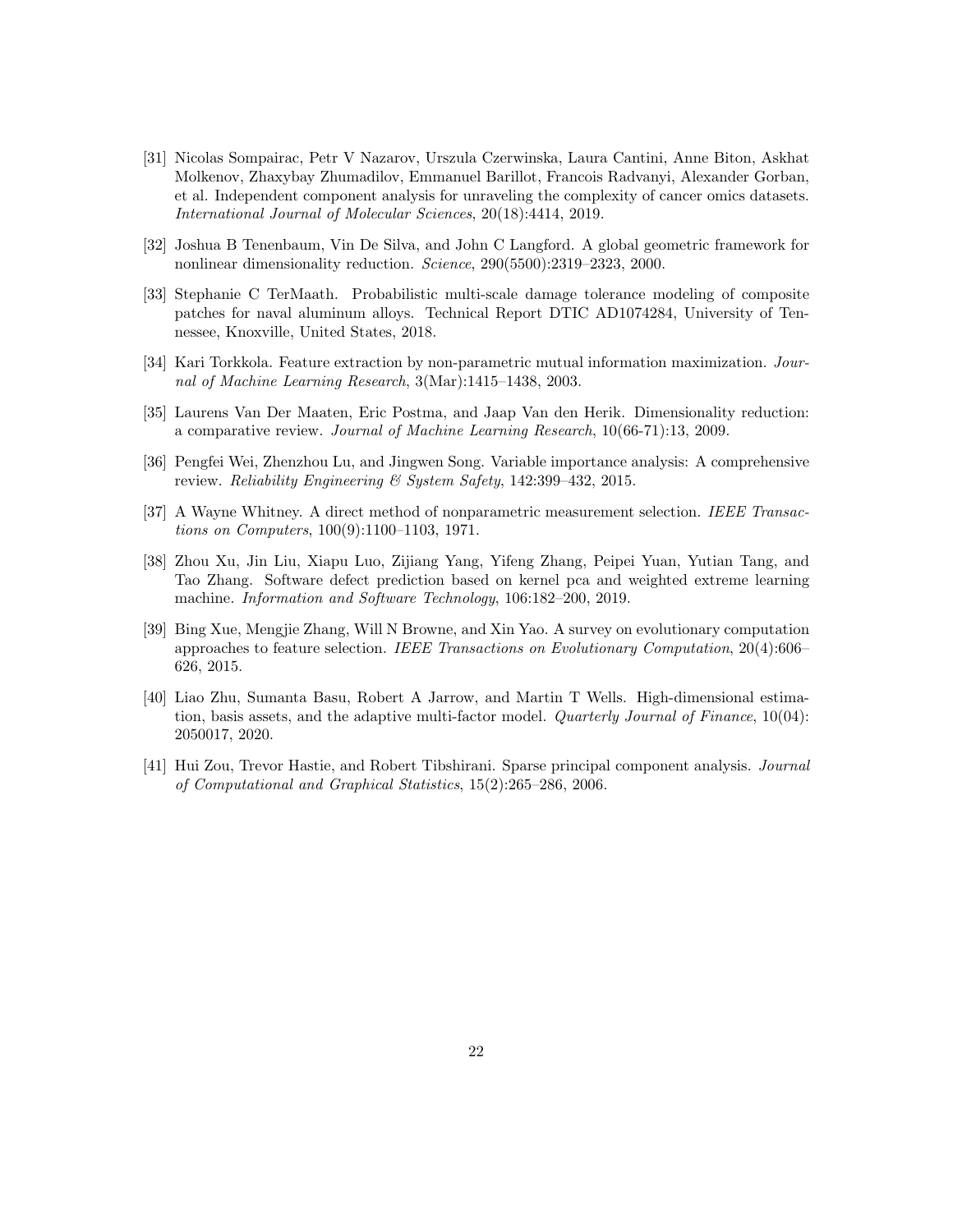[31] Nicolas Sompairac, Petr V Nazarov, Urszula Czerwinska, Laura Cantini, Anne Biton, Askhat Molkenov, Zhaxybay Zhumadilov, Emmanuel Barillot, Francois Radvanyi, Alexander Gorban, et al. Independent component analysis for unraveling the complexity of cancer omics datasets. *International Journal of Molecular Sciences*, 20(18):4414, 2019.

[32] Joshua B Tenenbaum, Vin De Silva, and John C Langford. A global geometric framework for nonlinear dimensionality reduction. *Science*, 290(5500):2319–2323, 2000.

[33] Stephanie C TerMaath. Probabilistic multi-scale damage tolerance modeling of composite patches for naval aluminum alloys. Technical Report DTIC AD1074284, University of Tennessee, Knoxville, United States, 2018.

[34] Kari Torkkola. Feature extraction by non-parametric mutual information maximization. *Journal of Machine Learning Research*, 3(Mar):1415–1438, 2003.

[35] Laurens Van Der Maaten, Eric Postma, and Jaap Van den Herik. Dimensionality reduction: a comparative review. *Journal of Machine Learning Research*, 10(66-71):13, 2009.

[36] Pengfei Wei, Zhenzhou Lu, and Jingwen Song. Variable importance analysis: A comprehensive review. *Reliability Engineering & System Safety*, 142:399–432, 2015.

[37] A Wayne Whitney. A direct method of nonparametric measurement selection. *IEEE Transactions on Computers*, 100(9):1100–1103, 1971.

[38] Zhou Xu, Jin Liu, Xiapu Luo, Zijiang Yang, Yifeng Zhang, Peipei Yuan, Yutian Tang, and Tao Zhang. Software defect prediction based on kernel pca and weighted extreme learning machine. *Information and Software Technology*, 106:182–200, 2019.

[39] Bing Xue, Mengjie Zhang, Will N Browne, and Xin Yao. A survey on evolutionary computation approaches to feature selection. *IEEE Transactions on Evolutionary Computation*, 20(4):606–626, 2015.

[40] Liao Zhu, Sumanta Basu, Robert A Jarrow, and Martin T Wells. High-dimensional estimation, basis assets, and the adaptive multi-factor model. *Quarterly Journal of Finance*, 10(04): 2050017, 2020.

[41] Hui Zou, Trevor Hastie, and Robert Tibshirani. Sparse principal component analysis. *Journal of Computational and Graphical Statistics*, 15(2):265–286, 2006.